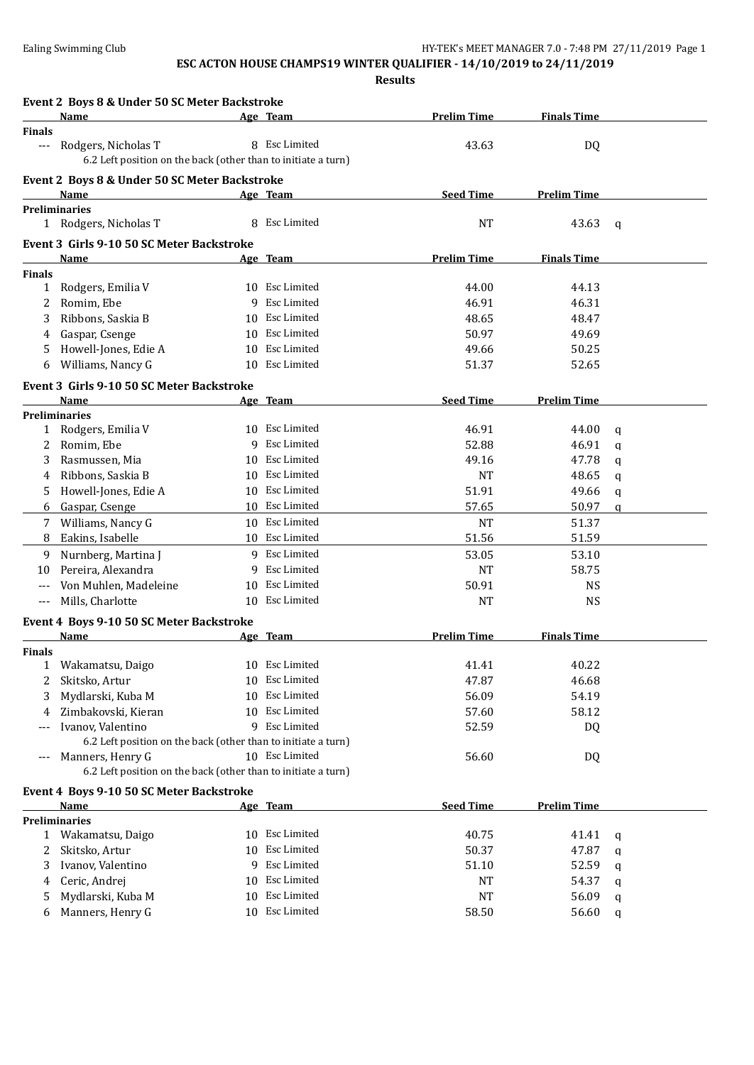# ESC ACTON HOUSE CHAMPS19 WINTER QUALIFIER - 14/10/2019 to 24/11/2019

**Results**

### Event 2 Boys 8 & Under 50 SC Meter Backstroke

| | Name | Age | Team | Prelim Time | Finals Time |
|---|---|---|---|---|---|
| **Finals** | | | | | |
| --- | Rodgers, Nicholas T | 8 | Esc Limited | 43.63 | DQ |
| | 6.2 Left position on the back (other than to initiate a turn) | | | | |

### Event 2 Boys 8 & Under 50 SC Meter Backstroke

| | Name | Age | Team | Seed Time | Prelim Time | |
|---|---|---|---|---|---|---|
| **Preliminaries** | | | | | | |
| 1 | Rodgers, Nicholas T | 8 | Esc Limited | NT | 43.63 | q |

### Event 3 Girls 9-10 50 SC Meter Backstroke

| | Name | Age | Team | Prelim Time | Finals Time |
|---|---|---|---|---|---|
| **Finals** | | | | | |
| 1 | Rodgers, Emilia V | 10 | Esc Limited | 44.00 | 44.13 |
| 2 | Romim, Ebe | 9 | Esc Limited | 46.91 | 46.31 |
| 3 | Ribbons, Saskia B | 10 | Esc Limited | 48.65 | 48.47 |
| 4 | Gaspar, Csenge | 10 | Esc Limited | 50.97 | 49.69 |
| 5 | Howell-Jones, Edie A | 10 | Esc Limited | 49.66 | 50.25 |
| 6 | Williams, Nancy G | 10 | Esc Limited | 51.37 | 52.65 |

### Event 3 Girls 9-10 50 SC Meter Backstroke

| | Name | Age | Team | Seed Time | Prelim Time | |
|---|---|---|---|---|---|---|
| **Preliminaries** | | | | | | |
| 1 | Rodgers, Emilia V | 10 | Esc Limited | 46.91 | 44.00 | q |
| 2 | Romim, Ebe | 9 | Esc Limited | 52.88 | 46.91 | q |
| 3 | Rasmussen, Mia | 10 | Esc Limited | 49.16 | 47.78 | q |
| 4 | Ribbons, Saskia B | 10 | Esc Limited | NT | 48.65 | q |
| 5 | Howell-Jones, Edie A | 10 | Esc Limited | 51.91 | 49.66 | q |
| 6 | Gaspar, Csenge | 10 | Esc Limited | 57.65 | 50.97 | q |
| 7 | Williams, Nancy G | 10 | Esc Limited | NT | 51.37 | |
| 8 | Eakins, Isabelle | 10 | Esc Limited | 51.56 | 51.59 | |
| 9 | Nurnberg, Martina J | 9 | Esc Limited | 53.05 | 53.10 | |
| 10 | Pereira, Alexandra | 9 | Esc Limited | NT | 58.75 | |
| --- | Von Muhlen, Madeleine | 10 | Esc Limited | 50.91 | NS | |
| --- | Mills, Charlotte | 10 | Esc Limited | NT | NS | |

### Event 4 Boys 9-10 50 SC Meter Backstroke

| | Name | Age | Team | Prelim Time | Finals Time |
|---|---|---|---|---|---|
| **Finals** | | | | | |
| 1 | Wakamatsu, Daigo | 10 | Esc Limited | 41.41 | 40.22 |
| 2 | Skitsko, Artur | 10 | Esc Limited | 47.87 | 46.68 |
| 3 | Mydlarski, Kuba M | 10 | Esc Limited | 56.09 | 54.19 |
| 4 | Zimbakovski, Kieran | 10 | Esc Limited | 57.60 | 58.12 |
| --- | Ivanov, Valentino | 9 | Esc Limited | 52.59 | DQ |
| | 6.2 Left position on the back (other than to initiate a turn) | | | | |
| --- | Manners, Henry G | 10 | Esc Limited | 56.60 | DQ |
| | 6.2 Left position on the back (other than to initiate a turn) | | | | |

### Event 4 Boys 9-10 50 SC Meter Backstroke

| | Name | Age | Team | Seed Time | Prelim Time | |
|---|---|---|---|---|---|---|
| **Preliminaries** | | | | | | |
| 1 | Wakamatsu, Daigo | 10 | Esc Limited | 40.75 | 41.41 | q |
| 2 | Skitsko, Artur | 10 | Esc Limited | 50.37 | 47.87 | q |
| 3 | Ivanov, Valentino | 9 | Esc Limited | 51.10 | 52.59 | q |
| 4 | Ceric, Andrej | 10 | Esc Limited | NT | 54.37 | q |
| 5 | Mydlarski, Kuba M | 10 | Esc Limited | NT | 56.09 | q |
| 6 | Manners, Henry G | 10 | Esc Limited | 58.50 | 56.60 | q |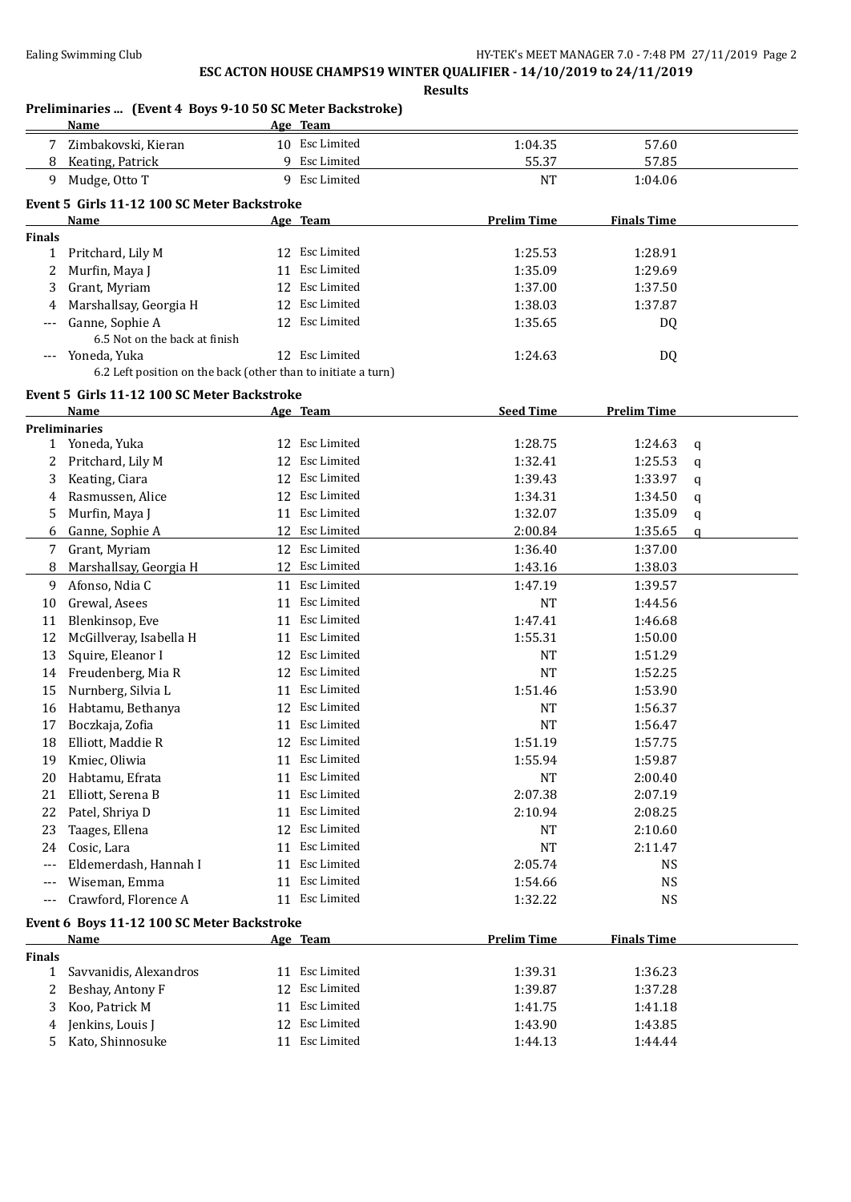**ESC ACTON HOUSE CHAMPS19 WINTER QUALIFIER - 14/10/2019 to 24/11/2019**

**Results**

### Preliminaries ... (Event 4 Boys 9-10 50 SC Meter Backstroke)

| | Name | Age | Team | | | |
|---|---|---|---|---|---|---|
| 7 | Zimbakovski, Kieran | 10 | Esc Limited | 1:04.35 | 57.60 | |
| 8 | Keating, Patrick | 9 | Esc Limited | 55.37 | 57.85 | |
| 9 | Mudge, Otto T | 9 | Esc Limited | NT | 1:04.06 | |

### Event 5 Girls 11-12 100 SC Meter Backstroke

| | Name | Age | Team | Prelim Time | Finals Time |
|---|---|---|---|---|---|
| **Finals** | | | | | |
| 1 | Pritchard, Lily M | 12 | Esc Limited | 1:25.53 | 1:28.91 |
| 2 | Murfin, Maya J | 11 | Esc Limited | 1:35.09 | 1:29.69 |
| 3 | Grant, Myriam | 12 | Esc Limited | 1:37.00 | 1:37.50 |
| 4 | Marshallsay, Georgia H | 12 | Esc Limited | 1:38.03 | 1:37.87 |
| --- | Ganne, Sophie A | 12 | Esc Limited | 1:35.65 | DQ |
| | 6.5 Not on the back at finish | | | | |
| --- | Yoneda, Yuka | 12 | Esc Limited | 1:24.63 | DQ |
| | 6.2 Left position on the back (other than to initiate a turn) | | | | |

### Event 5 Girls 11-12 100 SC Meter Backstroke

| | Name | Age | Team | Seed Time | Prelim Time | |
|---|---|---|---|---|---|---|
| **Preliminaries** | | | | | | |
| 1 | Yoneda, Yuka | 12 | Esc Limited | 1:28.75 | 1:24.63 | q |
| 2 | Pritchard, Lily M | 12 | Esc Limited | 1:32.41 | 1:25.53 | q |
| 3 | Keating, Ciara | 12 | Esc Limited | 1:39.43 | 1:33.97 | q |
| 4 | Rasmussen, Alice | 12 | Esc Limited | 1:34.31 | 1:34.50 | q |
| 5 | Murfin, Maya J | 11 | Esc Limited | 1:32.07 | 1:35.09 | q |
| 6 | Ganne, Sophie A | 12 | Esc Limited | 2:00.84 | 1:35.65 | q |
| 7 | Grant, Myriam | 12 | Esc Limited | 1:36.40 | 1:37.00 | |
| 8 | Marshallsay, Georgia H | 12 | Esc Limited | 1:43.16 | 1:38.03 | |
| 9 | Afonso, Ndia C | 11 | Esc Limited | 1:47.19 | 1:39.57 | |
| 10 | Grewal, Asees | 11 | Esc Limited | NT | 1:44.56 | |
| 11 | Blenkinsop, Eve | 11 | Esc Limited | 1:47.41 | 1:46.68 | |
| 12 | McGillveray, Isabella H | 11 | Esc Limited | 1:55.31 | 1:50.00 | |
| 13 | Squire, Eleanor I | 12 | Esc Limited | NT | 1:51.29 | |
| 14 | Freudenberg, Mia R | 12 | Esc Limited | NT | 1:52.25 | |
| 15 | Nurnberg, Silvia L | 11 | Esc Limited | 1:51.46 | 1:53.90 | |
| 16 | Habtamu, Bethanya | 12 | Esc Limited | NT | 1:56.37 | |
| 17 | Boczkaja, Zofia | 11 | Esc Limited | NT | 1:56.47 | |
| 18 | Elliott, Maddie R | 12 | Esc Limited | 1:51.19 | 1:57.75 | |
| 19 | Kmiec, Oliwia | 11 | Esc Limited | 1:55.94 | 1:59.87 | |
| 20 | Habtamu, Efrata | 11 | Esc Limited | NT | 2:00.40 | |
| 21 | Elliott, Serena B | 11 | Esc Limited | 2:07.38 | 2:07.19 | |
| 22 | Patel, Shriya D | 11 | Esc Limited | 2:10.94 | 2:08.25 | |
| 23 | Taages, Ellena | 12 | Esc Limited | NT | 2:10.60 | |
| 24 | Cosic, Lara | 11 | Esc Limited | NT | 2:11.47 | |
| --- | Eldemerdash, Hannah I | 11 | Esc Limited | 2:05.74 | NS | |
| --- | Wiseman, Emma | 11 | Esc Limited | 1:54.66 | NS | |
| --- | Crawford, Florence A | 11 | Esc Limited | 1:32.22 | NS | |

### Event 6 Boys 11-12 100 SC Meter Backstroke

| | Name | Age | Team | Prelim Time | Finals Time |
|---|---|---|---|---|---|
| **Finals** | | | | | |
| 1 | Savvanidis, Alexandros | 11 | Esc Limited | 1:39.31 | 1:36.23 |
| 2 | Beshay, Antony F | 12 | Esc Limited | 1:39.87 | 1:37.28 |
| 3 | Koo, Patrick M | 11 | Esc Limited | 1:41.75 | 1:41.18 |
| 4 | Jenkins, Louis J | 12 | Esc Limited | 1:43.90 | 1:43.85 |
| 5 | Kato, Shinnosuke | 11 | Esc Limited | 1:44.13 | 1:44.44 |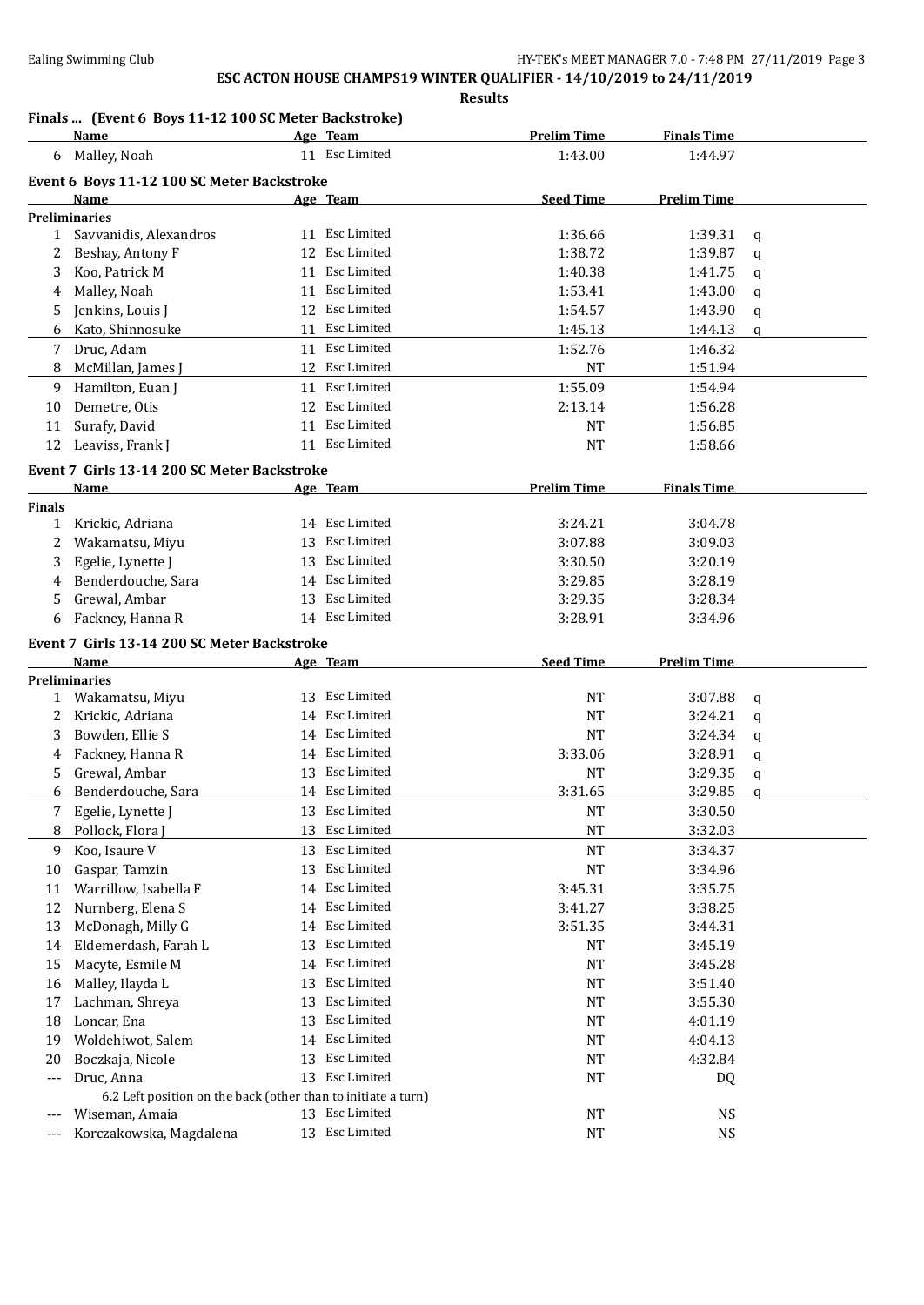**ESC ACTON HOUSE CHAMPS19 WINTER QUALIFIER - 14/10/2019 to 24/11/2019**

**Results**

### Finals ... (Event 6 Boys 11-12 100 SC Meter Backstroke)

| | Name | Age | Team | Prelim Time | Finals Time |
|---|---|---|---|---|---|
| 6 | Malley, Noah | 11 | Esc Limited | 1:43.00 | 1:44.97 |

### Event 6 Boys 11-12 100 SC Meter Backstroke

| | Name | Age | Team | Seed Time | Prelim Time | |
|---|---|---|---|---|---|---|
| **Preliminaries** | | | | | | |
| 1 | Savvanidis, Alexandros | 11 | Esc Limited | 1:36.66 | 1:39.31 | q |
| 2 | Beshay, Antony F | 12 | Esc Limited | 1:38.72 | 1:39.87 | q |
| 3 | Koo, Patrick M | 11 | Esc Limited | 1:40.38 | 1:41.75 | q |
| 4 | Malley, Noah | 11 | Esc Limited | 1:53.41 | 1:43.00 | q |
| 5 | Jenkins, Louis J | 12 | Esc Limited | 1:54.57 | 1:43.90 | q |
| 6 | Kato, Shinnosuke | 11 | Esc Limited | 1:45.13 | 1:44.13 | q |
| 7 | Druc, Adam | 11 | Esc Limited | 1:52.76 | 1:46.32 | |
| 8 | McMillan, James J | 12 | Esc Limited | NT | 1:51.94 | |
| 9 | Hamilton, Euan J | 11 | Esc Limited | 1:55.09 | 1:54.94 | |
| 10 | Demetre, Otis | 12 | Esc Limited | 2:13.14 | 1:56.28 | |
| 11 | Surafy, David | 11 | Esc Limited | NT | 1:56.85 | |
| 12 | Leaviss, Frank J | 11 | Esc Limited | NT | 1:58.66 | |

### Event 7 Girls 13-14 200 SC Meter Backstroke

| | Name | Age | Team | Prelim Time | Finals Time |
|---|---|---|---|---|---|
| **Finals** | | | | | |
| 1 | Krickic, Adriana | 14 | Esc Limited | 3:24.21 | 3:04.78 |
| 2 | Wakamatsu, Miyu | 13 | Esc Limited | 3:07.88 | 3:09.03 |
| 3 | Egelie, Lynette J | 13 | Esc Limited | 3:30.50 | 3:20.19 |
| 4 | Benderdouche, Sara | 14 | Esc Limited | 3:29.85 | 3:28.19 |
| 5 | Grewal, Ambar | 13 | Esc Limited | 3:29.35 | 3:28.34 |
| 6 | Fackney, Hanna R | 14 | Esc Limited | 3:28.91 | 3:34.96 |

### Event 7 Girls 13-14 200 SC Meter Backstroke

| | Name | Age | Team | Seed Time | Prelim Time | |
|---|---|---|---|---|---|---|
| **Preliminaries** | | | | | | |
| 1 | Wakamatsu, Miyu | 13 | Esc Limited | NT | 3:07.88 | q |
| 2 | Krickic, Adriana | 14 | Esc Limited | NT | 3:24.21 | q |
| 3 | Bowden, Ellie S | 14 | Esc Limited | NT | 3:24.34 | q |
| 4 | Fackney, Hanna R | 14 | Esc Limited | 3:33.06 | 3:28.91 | q |
| 5 | Grewal, Ambar | 13 | Esc Limited | NT | 3:29.35 | q |
| 6 | Benderdouche, Sara | 14 | Esc Limited | 3:31.65 | 3:29.85 | q |
| 7 | Egelie, Lynette J | 13 | Esc Limited | NT | 3:30.50 | |
| 8 | Pollock, Flora J | 13 | Esc Limited | NT | 3:32.03 | |
| 9 | Koo, Isaure V | 13 | Esc Limited | NT | 3:34.37 | |
| 10 | Gaspar, Tamzin | 13 | Esc Limited | NT | 3:34.96 | |
| 11 | Warrillow, Isabella F | 14 | Esc Limited | 3:45.31 | 3:35.75 | |
| 12 | Nurnberg, Elena S | 14 | Esc Limited | 3:41.27 | 3:38.25 | |
| 13 | McDonagh, Milly G | 14 | Esc Limited | 3:51.35 | 3:44.31 | |
| 14 | Eldemerdash, Farah L | 13 | Esc Limited | NT | 3:45.19 | |
| 15 | Macyte, Esmile M | 14 | Esc Limited | NT | 3:45.28 | |
| 16 | Malley, Ilayda L | 13 | Esc Limited | NT | 3:51.40 | |
| 17 | Lachman, Shreya | 13 | Esc Limited | NT | 3:55.30 | |
| 18 | Loncar, Ena | 13 | Esc Limited | NT | 4:01.19 | |
| 19 | Woldehiwot, Salem | 14 | Esc Limited | NT | 4:04.13 | |
| 20 | Boczkaja, Nicole | 13 | Esc Limited | NT | 4:32.84 | |
| --- | Druc, Anna | 13 | Esc Limited | NT | DQ | |
| | 6.2 Left position on the back (other than to initiate a turn) | | | | | |
| --- | Wiseman, Amaia | 13 | Esc Limited | NT | NS | |
| --- | Korczakowska, Magdalena | 13 | Esc Limited | NT | NS | |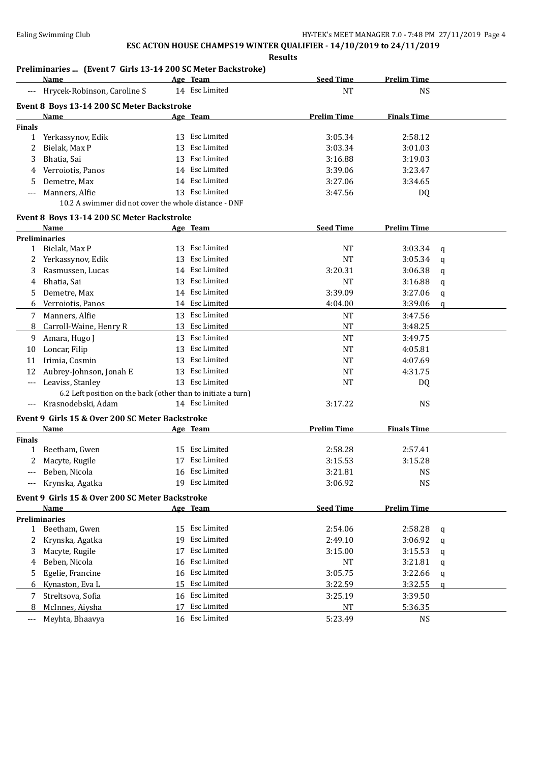**ESC ACTON HOUSE CHAMPS19 WINTER QUALIFIER - 14/10/2019 to 24/11/2019**

**Results**

### Preliminaries ... (Event 7 Girls 13-14 200 SC Meter Backstroke)

| | Name | Age | Team | Seed Time | Prelim Time | |
|---|---|---|---|---|---|---|
| --- | Hrycek-Robinson, Caroline S | 14 | Esc Limited | NT | NS | |

### Event 8 Boys 13-14 200 SC Meter Backstroke

| | Name | Age | Team | Prelim Time | Finals Time |
|---|---|---|---|---|---|
| **Finals** | | | | | |
| 1 | Yerkassynov, Edik | 13 | Esc Limited | 3:05.34 | 2:58.12 |
| 2 | Bielak, Max P | 13 | Esc Limited | 3:03.34 | 3:01.03 |
| 3 | Bhatia, Sai | 13 | Esc Limited | 3:16.88 | 3:19.03 |
| 4 | Verroiotis, Panos | 14 | Esc Limited | 3:39.06 | 3:23.47 |
| 5 | Demetre, Max | 14 | Esc Limited | 3:27.06 | 3:34.65 |
| --- | Manners, Alfie | 13 | Esc Limited | 3:47.56 | DQ |
| | 10.2 A swimmer did not cover the whole distance - DNF | | | | |

### Event 8 Boys 13-14 200 SC Meter Backstroke

| | Name | Age | Team | Seed Time | Prelim Time | |
|---|---|---|---|---|---|---|
| **Preliminaries** | | | | | | |
| 1 | Bielak, Max P | 13 | Esc Limited | NT | 3:03.34 | q |
| 2 | Yerkassynov, Edik | 13 | Esc Limited | NT | 3:05.34 | q |
| 3 | Rasmussen, Lucas | 14 | Esc Limited | 3:20.31 | 3:06.38 | q |
| 4 | Bhatia, Sai | 13 | Esc Limited | NT | 3:16.88 | q |
| 5 | Demetre, Max | 14 | Esc Limited | 3:39.09 | 3:27.06 | q |
| 6 | Verroiotis, Panos | 14 | Esc Limited | 4:04.00 | 3:39.06 | q |
| 7 | Manners, Alfie | 13 | Esc Limited | NT | 3:47.56 | |
| 8 | Carroll-Waine, Henry R | 13 | Esc Limited | NT | 3:48.25 | |
| 9 | Amara, Hugo J | 13 | Esc Limited | NT | 3:49.75 | |
| 10 | Loncar, Filip | 13 | Esc Limited | NT | 4:05.81 | |
| 11 | Irimia, Cosmin | 13 | Esc Limited | NT | 4:07.69 | |
| 12 | Aubrey-Johnson, Jonah E | 13 | Esc Limited | NT | 4:31.75 | |
| --- | Leaviss, Stanley | 13 | Esc Limited | NT | DQ | |
| | 6.2 Left position on the back (other than to initiate a turn) | | | | | |
| --- | Krasnodebski, Adam | 14 | Esc Limited | 3:17.22 | NS | |

### Event 9 Girls 15 & Over 200 SC Meter Backstroke

| | Name | Age | Team | Prelim Time | Finals Time |
|---|---|---|---|---|---|
| **Finals** | | | | | |
| 1 | Beetham, Gwen | 15 | Esc Limited | 2:58.28 | 2:57.41 |
| 2 | Macyte, Rugile | 17 | Esc Limited | 3:15.53 | 3:15.28 |
| --- | Beben, Nicola | 16 | Esc Limited | 3:21.81 | NS |
| --- | Krynska, Agatka | 19 | Esc Limited | 3:06.92 | NS |

### Event 9 Girls 15 & Over 200 SC Meter Backstroke

| | Name | Age | Team | Seed Time | Prelim Time | |
|---|---|---|---|---|---|---|
| **Preliminaries** | | | | | | |
| 1 | Beetham, Gwen | 15 | Esc Limited | 2:54.06 | 2:58.28 | q |
| 2 | Krynska, Agatka | 19 | Esc Limited | 2:49.10 | 3:06.92 | q |
| 3 | Macyte, Rugile | 17 | Esc Limited | 3:15.00 | 3:15.53 | q |
| 4 | Beben, Nicola | 16 | Esc Limited | NT | 3:21.81 | q |
| 5 | Egelie, Francine | 16 | Esc Limited | 3:05.75 | 3:22.66 | q |
| 6 | Kynaston, Eva L | 15 | Esc Limited | 3:22.59 | 3:32.55 | q |
| 7 | Streltsova, Sofia | 16 | Esc Limited | 3:25.19 | 3:39.50 | |
| 8 | McInnes, Aiysha | 17 | Esc Limited | NT | 5:36.35 | |
| --- | Meyhta, Bhaavya | 16 | Esc Limited | 5:23.49 | NS | |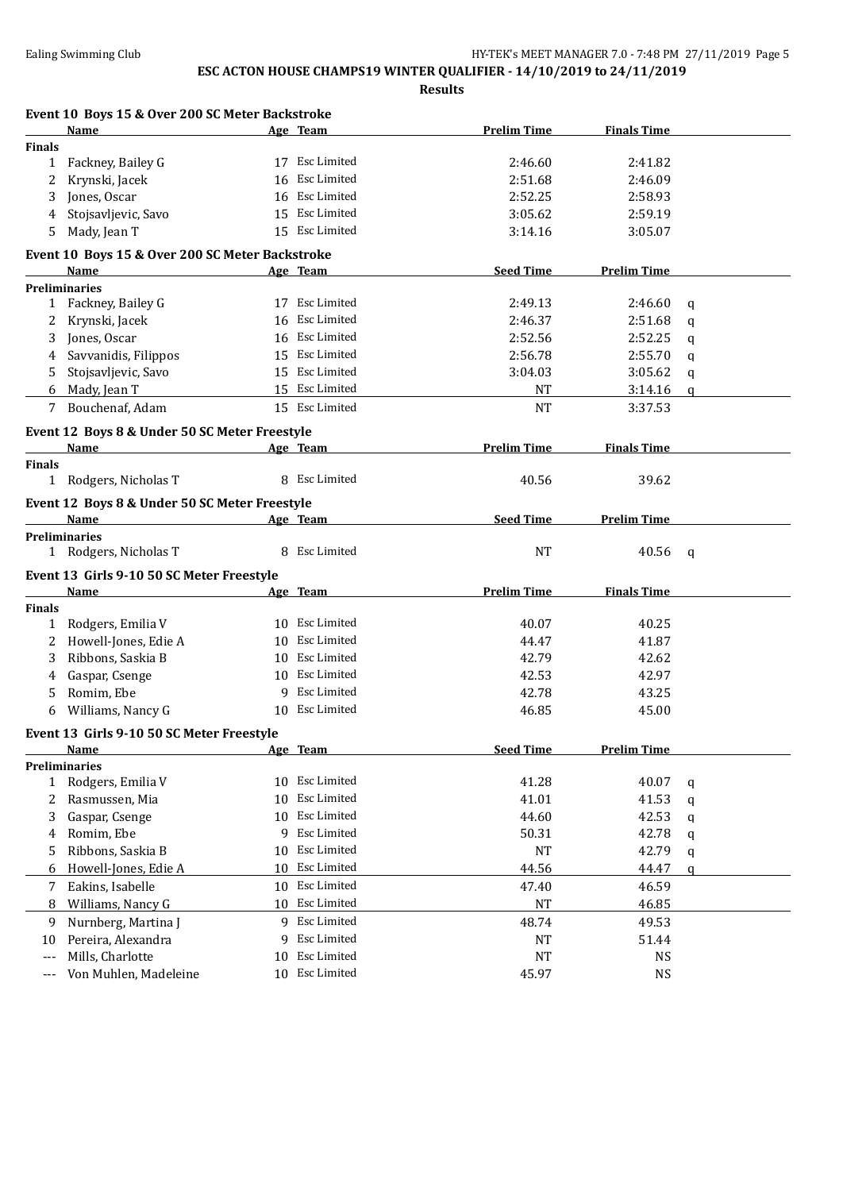**ESC ACTON HOUSE CHAMPS19 WINTER QUALIFIER - 14/10/2019 to 24/11/2019**

**Results**

### Event 10 Boys 15 & Over 200 SC Meter Backstroke

| | Name | Age | Team | Prelim Time | Finals Time | |
|---|---|---|---|---|---|---|
| **Finals** | | | | | | |
| 1 | Fackney, Bailey G | 17 | Esc Limited | 2:46.60 | 2:41.82 | |
| 2 | Krynski, Jacek | 16 | Esc Limited | 2:51.68 | 2:46.09 | |
| 3 | Jones, Oscar | 16 | Esc Limited | 2:52.25 | 2:58.93 | |
| 4 | Stojsavljevic, Savo | 15 | Esc Limited | 3:05.62 | 2:59.19 | |
| 5 | Mady, Jean T | 15 | Esc Limited | 3:14.16 | 3:05.07 | |

### Event 10 Boys 15 & Over 200 SC Meter Backstroke

| | Name | Age | Team | Seed Time | Prelim Time | |
|---|---|---|---|---|---|---|
| **Preliminaries** | | | | | | |
| 1 | Fackney, Bailey G | 17 | Esc Limited | 2:49.13 | 2:46.60 | q |
| 2 | Krynski, Jacek | 16 | Esc Limited | 2:46.37 | 2:51.68 | q |
| 3 | Jones, Oscar | 16 | Esc Limited | 2:52.56 | 2:52.25 | q |
| 4 | Savvanidis, Filippos | 15 | Esc Limited | 2:56.78 | 2:55.70 | q |
| 5 | Stojsavljevic, Savo | 15 | Esc Limited | 3:04.03 | 3:05.62 | q |
| 6 | Mady, Jean T | 15 | Esc Limited | NT | 3:14.16 | q |
| 7 | Bouchenaf, Adam | 15 | Esc Limited | NT | 3:37.53 | |

### Event 12 Boys 8 & Under 50 SC Meter Freestyle

| | Name | Age | Team | Prelim Time | Finals Time |
|---|---|---|---|---|---|
| **Finals** | | | | | |
| 1 | Rodgers, Nicholas T | 8 | Esc Limited | 40.56 | 39.62 |

### Event 12 Boys 8 & Under 50 SC Meter Freestyle

| | Name | Age | Team | Seed Time | Prelim Time | |
|---|---|---|---|---|---|---|
| **Preliminaries** | | | | | | |
| 1 | Rodgers, Nicholas T | 8 | Esc Limited | NT | 40.56 | q |

### Event 13 Girls 9-10 50 SC Meter Freestyle

| | Name | Age | Team | Prelim Time | Finals Time |
|---|---|---|---|---|---|
| **Finals** | | | | | |
| 1 | Rodgers, Emilia V | 10 | Esc Limited | 40.07 | 40.25 |
| 2 | Howell-Jones, Edie A | 10 | Esc Limited | 44.47 | 41.87 |
| 3 | Ribbons, Saskia B | 10 | Esc Limited | 42.79 | 42.62 |
| 4 | Gaspar, Csenge | 10 | Esc Limited | 42.53 | 42.97 |
| 5 | Romim, Ebe | 9 | Esc Limited | 42.78 | 43.25 |
| 6 | Williams, Nancy G | 10 | Esc Limited | 46.85 | 45.00 |

### Event 13 Girls 9-10 50 SC Meter Freestyle

| | Name | Age | Team | Seed Time | Prelim Time | |
|---|---|---|---|---|---|---|
| **Preliminaries** | | | | | | |
| 1 | Rodgers, Emilia V | 10 | Esc Limited | 41.28 | 40.07 | q |
| 2 | Rasmussen, Mia | 10 | Esc Limited | 41.01 | 41.53 | q |
| 3 | Gaspar, Csenge | 10 | Esc Limited | 44.60 | 42.53 | q |
| 4 | Romim, Ebe | 9 | Esc Limited | 50.31 | 42.78 | q |
| 5 | Ribbons, Saskia B | 10 | Esc Limited | NT | 42.79 | q |
| 6 | Howell-Jones, Edie A | 10 | Esc Limited | 44.56 | 44.47 | q |
| 7 | Eakins, Isabelle | 10 | Esc Limited | 47.40 | 46.59 | |
| 8 | Williams, Nancy G | 10 | Esc Limited | NT | 46.85 | |
| 9 | Nurnberg, Martina J | 9 | Esc Limited | 48.74 | 49.53 | |
| 10 | Pereira, Alexandra | 9 | Esc Limited | NT | 51.44 | |
| --- | Mills, Charlotte | 10 | Esc Limited | NT | NS | |
| --- | Von Muhlen, Madeleine | 10 | Esc Limited | 45.97 | NS | |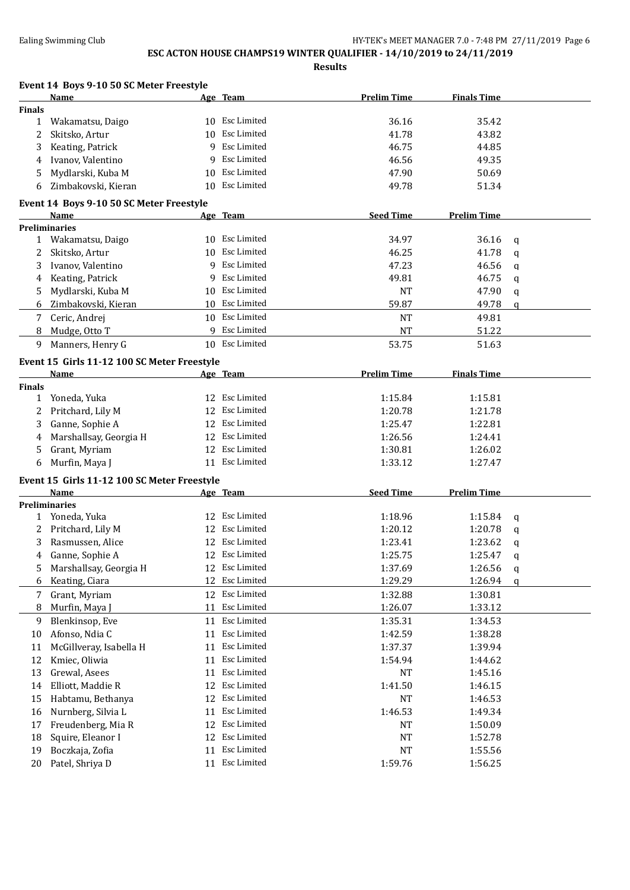**ESC ACTON HOUSE CHAMPS19 WINTER QUALIFIER - 14/10/2019 to 24/11/2019**

**Results**

### Event 14 Boys 9-10 50 SC Meter Freestyle

| | Name | Age | Team | Prelim Time | Finals Time |
|---|---|---|---|---|---|
| **Finals** | | | | | |
| 1 | Wakamatsu, Daigo | 10 | Esc Limited | 36.16 | 35.42 |
| 2 | Skitsko, Artur | 10 | Esc Limited | 41.78 | 43.82 |
| 3 | Keating, Patrick | 9 | Esc Limited | 46.75 | 44.85 |
| 4 | Ivanov, Valentino | 9 | Esc Limited | 46.56 | 49.35 |
| 5 | Mydlarski, Kuba M | 10 | Esc Limited | 47.90 | 50.69 |
| 6 | Zimbakovski, Kieran | 10 | Esc Limited | 49.78 | 51.34 |

### Event 14 Boys 9-10 50 SC Meter Freestyle

| | Name | Age | Team | Seed Time | Prelim Time | |
|---|---|---|---|---|---|---|
| **Preliminaries** | | | | | | |
| 1 | Wakamatsu, Daigo | 10 | Esc Limited | 34.97 | 36.16 | q |
| 2 | Skitsko, Artur | 10 | Esc Limited | 46.25 | 41.78 | q |
| 3 | Ivanov, Valentino | 9 | Esc Limited | 47.23 | 46.56 | q |
| 4 | Keating, Patrick | 9 | Esc Limited | 49.81 | 46.75 | q |
| 5 | Mydlarski, Kuba M | 10 | Esc Limited | NT | 47.90 | q |
| 6 | Zimbakovski, Kieran | 10 | Esc Limited | 59.87 | 49.78 | q |
| 7 | Ceric, Andrej | 10 | Esc Limited | NT | 49.81 | |
| 8 | Mudge, Otto T | 9 | Esc Limited | NT | 51.22 | |
| 9 | Manners, Henry G | 10 | Esc Limited | 53.75 | 51.63 | |

### Event 15 Girls 11-12 100 SC Meter Freestyle

| | Name | Age | Team | Prelim Time | Finals Time |
|---|---|---|---|---|---|
| **Finals** | | | | | |
| 1 | Yoneda, Yuka | 12 | Esc Limited | 1:15.84 | 1:15.81 |
| 2 | Pritchard, Lily M | 12 | Esc Limited | 1:20.78 | 1:21.78 |
| 3 | Ganne, Sophie A | 12 | Esc Limited | 1:25.47 | 1:22.81 |
| 4 | Marshallsay, Georgia H | 12 | Esc Limited | 1:26.56 | 1:24.41 |
| 5 | Grant, Myriam | 12 | Esc Limited | 1:30.81 | 1:26.02 |
| 6 | Murfin, Maya J | 11 | Esc Limited | 1:33.12 | 1:27.47 |

### Event 15 Girls 11-12 100 SC Meter Freestyle

| | Name | Age | Team | Seed Time | Prelim Time | |
|---|---|---|---|---|---|---|
| **Preliminaries** | | | | | | |
| 1 | Yoneda, Yuka | 12 | Esc Limited | 1:18.96 | 1:15.84 | q |
| 2 | Pritchard, Lily M | 12 | Esc Limited | 1:20.12 | 1:20.78 | q |
| 3 | Rasmussen, Alice | 12 | Esc Limited | 1:23.41 | 1:23.62 | q |
| 4 | Ganne, Sophie A | 12 | Esc Limited | 1:25.75 | 1:25.47 | q |
| 5 | Marshallsay, Georgia H | 12 | Esc Limited | 1:37.69 | 1:26.56 | q |
| 6 | Keating, Ciara | 12 | Esc Limited | 1:29.29 | 1:26.94 | q |
| 7 | Grant, Myriam | 12 | Esc Limited | 1:32.88 | 1:30.81 | |
| 8 | Murfin, Maya J | 11 | Esc Limited | 1:26.07 | 1:33.12 | |
| 9 | Blenkinsop, Eve | 11 | Esc Limited | 1:35.31 | 1:34.53 | |
| 10 | Afonso, Ndia C | 11 | Esc Limited | 1:42.59 | 1:38.28 | |
| 11 | McGillveray, Isabella H | 11 | Esc Limited | 1:37.37 | 1:39.94 | |
| 12 | Kmiec, Oliwia | 11 | Esc Limited | 1:54.94 | 1:44.62 | |
| 13 | Grewal, Asees | 11 | Esc Limited | NT | 1:45.16 | |
| 14 | Elliott, Maddie R | 12 | Esc Limited | 1:41.50 | 1:46.15 | |
| 15 | Habtamu, Bethanya | 12 | Esc Limited | NT | 1:46.53 | |
| 16 | Nurnberg, Silvia L | 11 | Esc Limited | 1:46.53 | 1:49.34 | |
| 17 | Freudenberg, Mia R | 12 | Esc Limited | NT | 1:50.09 | |
| 18 | Squire, Eleanor I | 12 | Esc Limited | NT | 1:52.78 | |
| 19 | Boczkaja, Zofia | 11 | Esc Limited | NT | 1:55.56 | |
| 20 | Patel, Shriya D | 11 | Esc Limited | 1:59.76 | 1:56.25 | |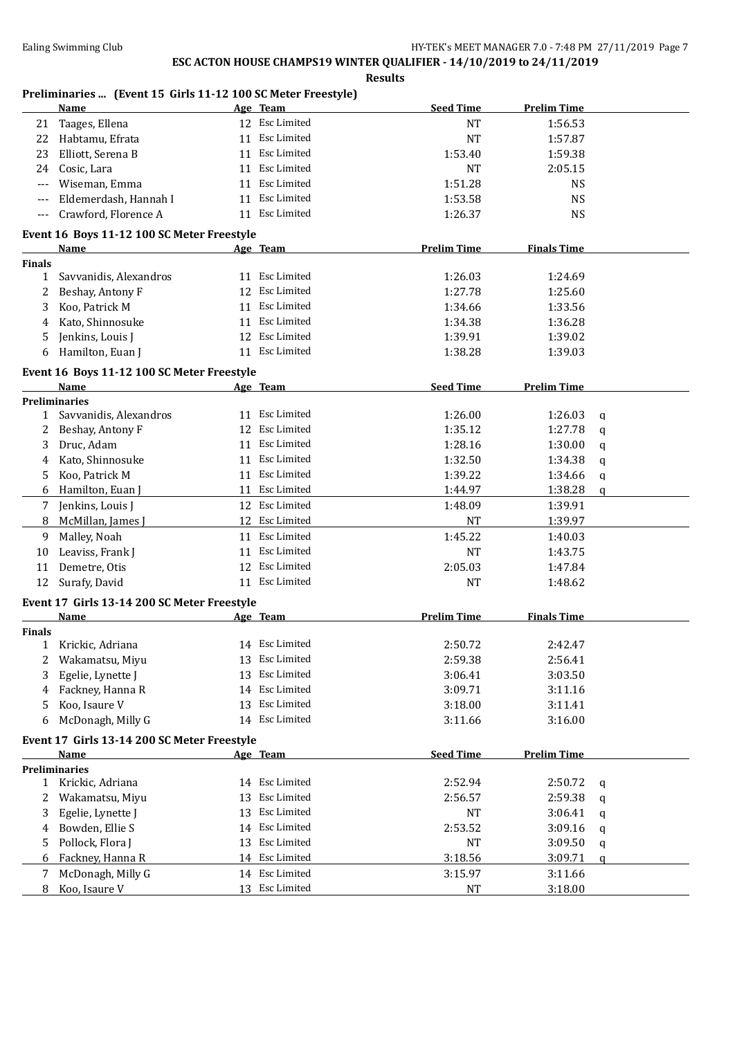## ESC ACTON HOUSE CHAMPS19 WINTER QUALIFIER - 14/10/2019 to 24/11/2019

### Results

### Preliminaries ... (Event 15 Girls 11-12 100 SC Meter Freestyle)

| | Name | Age | Team | Seed Time | Prelim Time | |
|---|---|---|---|---|---|---|
| 21 | Taages, Ellena | 12 | Esc Limited | NT | 1:56.53 | |
| 22 | Habtamu, Efrata | 11 | Esc Limited | NT | 1:57.87 | |
| 23 | Elliott, Serena B | 11 | Esc Limited | 1:53.40 | 1:59.38 | |
| 24 | Cosic, Lara | 11 | Esc Limited | NT | 2:05.15 | |
| --- | Wiseman, Emma | 11 | Esc Limited | 1:51.28 | NS | |
| --- | Eldemerdash, Hannah I | 11 | Esc Limited | 1:53.58 | NS | |
| --- | Crawford, Florence A | 11 | Esc Limited | 1:26.37 | NS | |

### Event 16 Boys 11-12 100 SC Meter Freestyle

| | Name | Age | Team | Prelim Time | Finals Time |
|---|---|---|---|---|---|
| **Finals** | | | | | |
| 1 | Savvanidis, Alexandros | 11 | Esc Limited | 1:26.03 | 1:24.69 |
| 2 | Beshay, Antony F | 12 | Esc Limited | 1:27.78 | 1:25.60 |
| 3 | Koo, Patrick M | 11 | Esc Limited | 1:34.66 | 1:33.56 |
| 4 | Kato, Shinnosuke | 11 | Esc Limited | 1:34.38 | 1:36.28 |
| 5 | Jenkins, Louis J | 12 | Esc Limited | 1:39.91 | 1:39.02 |
| 6 | Hamilton, Euan J | 11 | Esc Limited | 1:38.28 | 1:39.03 |

### Event 16 Boys 11-12 100 SC Meter Freestyle

| | Name | Age | Team | Seed Time | Prelim Time | |
|---|---|---|---|---|---|---|
| **Preliminaries** | | | | | | |
| 1 | Savvanidis, Alexandros | 11 | Esc Limited | 1:26.00 | 1:26.03 | q |
| 2 | Beshay, Antony F | 12 | Esc Limited | 1:35.12 | 1:27.78 | q |
| 3 | Druc, Adam | 11 | Esc Limited | 1:28.16 | 1:30.00 | q |
| 4 | Kato, Shinnosuke | 11 | Esc Limited | 1:32.50 | 1:34.38 | q |
| 5 | Koo, Patrick M | 11 | Esc Limited | 1:39.22 | 1:34.66 | q |
| 6 | Hamilton, Euan J | 11 | Esc Limited | 1:44.97 | 1:38.28 | q |
| 7 | Jenkins, Louis J | 12 | Esc Limited | 1:48.09 | 1:39.91 | |
| 8 | McMillan, James J | 12 | Esc Limited | NT | 1:39.97 | |
| 9 | Malley, Noah | 11 | Esc Limited | 1:45.22 | 1:40.03 | |
| 10 | Leaviss, Frank J | 11 | Esc Limited | NT | 1:43.75 | |
| 11 | Demetre, Otis | 12 | Esc Limited | 2:05.03 | 1:47.84 | |
| 12 | Surafy, David | 11 | Esc Limited | NT | 1:48.62 | |

### Event 17 Girls 13-14 200 SC Meter Freestyle

| | Name | Age | Team | Prelim Time | Finals Time |
|---|---|---|---|---|---|
| **Finals** | | | | | |
| 1 | Krickic, Adriana | 14 | Esc Limited | 2:50.72 | 2:42.47 |
| 2 | Wakamatsu, Miyu | 13 | Esc Limited | 2:59.38 | 2:56.41 |
| 3 | Egelie, Lynette J | 13 | Esc Limited | 3:06.41 | 3:03.50 |
| 4 | Fackney, Hanna R | 14 | Esc Limited | 3:09.71 | 3:11.16 |
| 5 | Koo, Isaure V | 13 | Esc Limited | 3:18.00 | 3:11.41 |
| 6 | McDonagh, Milly G | 14 | Esc Limited | 3:11.66 | 3:16.00 |

### Event 17 Girls 13-14 200 SC Meter Freestyle

| | Name | Age | Team | Seed Time | Prelim Time | |
|---|---|---|---|---|---|---|
| **Preliminaries** | | | | | | |
| 1 | Krickic, Adriana | 14 | Esc Limited | 2:52.94 | 2:50.72 | q |
| 2 | Wakamatsu, Miyu | 13 | Esc Limited | 2:56.57 | 2:59.38 | q |
| 3 | Egelie, Lynette J | 13 | Esc Limited | NT | 3:06.41 | q |
| 4 | Bowden, Ellie S | 14 | Esc Limited | 2:53.52 | 3:09.16 | q |
| 5 | Pollock, Flora J | 13 | Esc Limited | NT | 3:09.50 | q |
| 6 | Fackney, Hanna R | 14 | Esc Limited | 3:18.56 | 3:09.71 | q |
| 7 | McDonagh, Milly G | 14 | Esc Limited | 3:15.97 | 3:11.66 | |
| 8 | Koo, Isaure V | 13 | Esc Limited | NT | 3:18.00 | |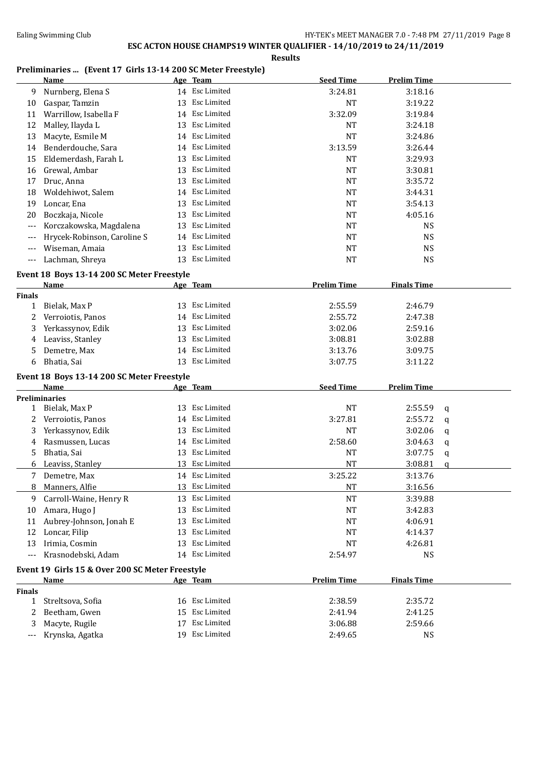## ESC ACTON HOUSE CHAMPS19 WINTER QUALIFIER - 14/10/2019 to 24/11/2019

**Results**

### Preliminaries ... (Event 17 Girls 13-14 200 SC Meter Freestyle)

| | Name | Age | Team | Seed Time | Prelim Time | |
|---|---|---|---|---|---|---|
| 9 | Nurnberg, Elena S | 14 | Esc Limited | 3:24.81 | 3:18.16 | |
| 10 | Gaspar, Tamzin | 13 | Esc Limited | NT | 3:19.22 | |
| 11 | Warrillow, Isabella F | 14 | Esc Limited | 3:32.09 | 3:19.84 | |
| 12 | Malley, Ilayda L | 13 | Esc Limited | NT | 3:24.18 | |
| 13 | Macyte, Esmile M | 14 | Esc Limited | NT | 3:24.86 | |
| 14 | Benderdouche, Sara | 14 | Esc Limited | 3:13.59 | 3:26.44 | |
| 15 | Eldemerdash, Farah L | 13 | Esc Limited | NT | 3:29.93 | |
| 16 | Grewal, Ambar | 13 | Esc Limited | NT | 3:30.81 | |
| 17 | Druc, Anna | 13 | Esc Limited | NT | 3:35.72 | |
| 18 | Woldehiwot, Salem | 14 | Esc Limited | NT | 3:44.31 | |
| 19 | Loncar, Ena | 13 | Esc Limited | NT | 3:54.13 | |
| 20 | Boczkaja, Nicole | 13 | Esc Limited | NT | 4:05.16 | |
| --- | Korczakowska, Magdalena | 13 | Esc Limited | NT | NS | |
| --- | Hrycek-Robinson, Caroline S | 14 | Esc Limited | NT | NS | |
| --- | Wiseman, Amaia | 13 | Esc Limited | NT | NS | |
| --- | Lachman, Shreya | 13 | Esc Limited | NT | NS | |

### Event 18 Boys 13-14 200 SC Meter Freestyle

| | Name | Age | Team | Prelim Time | Finals Time |
|---|---|---|---|---|---|
| **Finals** | | | | | |
| 1 | Bielak, Max P | 13 | Esc Limited | 2:55.59 | 2:46.79 |
| 2 | Verroiotis, Panos | 14 | Esc Limited | 2:55.72 | 2:47.38 |
| 3 | Yerkassynov, Edik | 13 | Esc Limited | 3:02.06 | 2:59.16 |
| 4 | Leaviss, Stanley | 13 | Esc Limited | 3:08.81 | 3:02.88 |
| 5 | Demetre, Max | 14 | Esc Limited | 3:13.76 | 3:09.75 |
| 6 | Bhatia, Sai | 13 | Esc Limited | 3:07.75 | 3:11.22 |

### Event 18 Boys 13-14 200 SC Meter Freestyle

| | Name | Age | Team | Seed Time | Prelim Time | |
|---|---|---|---|---|---|---|
| **Preliminaries** | | | | | | |
| 1 | Bielak, Max P | 13 | Esc Limited | NT | 2:55.59 | q |
| 2 | Verroiotis, Panos | 14 | Esc Limited | 3:27.81 | 2:55.72 | q |
| 3 | Yerkassynov, Edik | 13 | Esc Limited | NT | 3:02.06 | q |
| 4 | Rasmussen, Lucas | 14 | Esc Limited | 2:58.60 | 3:04.63 | q |
| 5 | Bhatia, Sai | 13 | Esc Limited | NT | 3:07.75 | q |
| 6 | Leaviss, Stanley | 13 | Esc Limited | NT | 3:08.81 | q |
| 7 | Demetre, Max | 14 | Esc Limited | 3:25.22 | 3:13.76 | |
| 8 | Manners, Alfie | 13 | Esc Limited | NT | 3:16.56 | |
| 9 | Carroll-Waine, Henry R | 13 | Esc Limited | NT | 3:39.88 | |
| 10 | Amara, Hugo J | 13 | Esc Limited | NT | 3:42.83 | |
| 11 | Aubrey-Johnson, Jonah E | 13 | Esc Limited | NT | 4:06.91 | |
| 12 | Loncar, Filip | 13 | Esc Limited | NT | 4:14.37 | |
| 13 | Irimia, Cosmin | 13 | Esc Limited | NT | 4:26.81 | |
| --- | Krasnodebski, Adam | 14 | Esc Limited | 2:54.97 | NS | |

### Event 19 Girls 15 & Over 200 SC Meter Freestyle

| | Name | Age | Team | Prelim Time | Finals Time |
|---|---|---|---|---|---|
| **Finals** | | | | | |
| 1 | Streltsova, Sofia | 16 | Esc Limited | 2:38.59 | 2:35.72 |
| 2 | Beetham, Gwen | 15 | Esc Limited | 2:41.94 | 2:41.25 |
| 3 | Macyte, Rugile | 17 | Esc Limited | 3:06.88 | 2:59.66 |
| --- | Krynska, Agatka | 19 | Esc Limited | 2:49.65 | NS |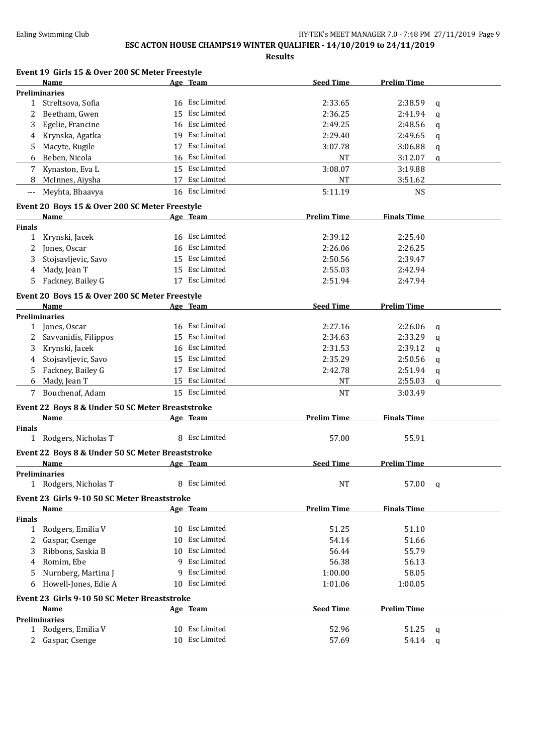**ESC ACTON HOUSE CHAMPS19 WINTER QUALIFIER - 14/10/2019 to 24/11/2019**

**Results**

### Event 19 Girls 15 & Over 200 SC Meter Freestyle

| | Name | Age | Team | Seed Time | Prelim Time | |
|---|---|---|---|---|---|---|
| **Preliminaries** | | | | | | |
| 1 | Streltsova, Sofia | 16 | Esc Limited | 2:33.65 | 2:38.59 | q |
| 2 | Beetham, Gwen | 15 | Esc Limited | 2:36.25 | 2:41.94 | q |
| 3 | Egelie, Francine | 16 | Esc Limited | 2:49.25 | 2:48.56 | q |
| 4 | Krynska, Agatka | 19 | Esc Limited | 2:29.40 | 2:49.65 | q |
| 5 | Macyte, Rugile | 17 | Esc Limited | 3:07.78 | 3:06.88 | q |
| 6 | Beben, Nicola | 16 | Esc Limited | NT | 3:12.07 | q |
| 7 | Kynaston, Eva L | 15 | Esc Limited | 3:08.07 | 3:19.88 | |
| 8 | McInnes, Aiysha | 17 | Esc Limited | NT | 3:51.62 | |
| --- | Meyhta, Bhaavya | 16 | Esc Limited | 5:11.19 | NS | |

### Event 20 Boys 15 & Over 200 SC Meter Freestyle

| | Name | Age | Team | Prelim Time | Finals Time |
|---|---|---|---|---|---|
| **Finals** | | | | | |
| 1 | Krynski, Jacek | 16 | Esc Limited | 2:39.12 | 2:25.40 |
| 2 | Jones, Oscar | 16 | Esc Limited | 2:26.06 | 2:26.25 |
| 3 | Stojsavljevic, Savo | 15 | Esc Limited | 2:50.56 | 2:39.47 |
| 4 | Mady, Jean T | 15 | Esc Limited | 2:55.03 | 2:42.94 |
| 5 | Fackney, Bailey G | 17 | Esc Limited | 2:51.94 | 2:47.94 |

### Event 20 Boys 15 & Over 200 SC Meter Freestyle

| | Name | Age | Team | Seed Time | Prelim Time | |
|---|---|---|---|---|---|---|
| **Preliminaries** | | | | | | |
| 1 | Jones, Oscar | 16 | Esc Limited | 2:27.16 | 2:26.06 | q |
| 2 | Savvanidis, Filippos | 15 | Esc Limited | 2:34.63 | 2:33.29 | q |
| 3 | Krynski, Jacek | 16 | Esc Limited | 2:31.53 | 2:39.12 | q |
| 4 | Stojsavljevic, Savo | 15 | Esc Limited | 2:35.29 | 2:50.56 | q |
| 5 | Fackney, Bailey G | 17 | Esc Limited | 2:42.78 | 2:51.94 | q |
| 6 | Mady, Jean T | 15 | Esc Limited | NT | 2:55.03 | q |
| 7 | Bouchenaf, Adam | 15 | Esc Limited | NT | 3:03.49 | |

### Event 22 Boys 8 & Under 50 SC Meter Breaststroke

| | Name | Age | Team | Prelim Time | Finals Time |
|---|---|---|---|---|---|
| **Finals** | | | | | |
| 1 | Rodgers, Nicholas T | 8 | Esc Limited | 57.00 | 55.91 |

### Event 22 Boys 8 & Under 50 SC Meter Breaststroke

| | Name | Age | Team | Seed Time | Prelim Time | |
|---|---|---|---|---|---|---|
| **Preliminaries** | | | | | | |
| 1 | Rodgers, Nicholas T | 8 | Esc Limited | NT | 57.00 | q |

### Event 23 Girls 9-10 50 SC Meter Breaststroke

| | Name | Age | Team | Prelim Time | Finals Time |
|---|---|---|---|---|---|
| **Finals** | | | | | |
| 1 | Rodgers, Emilia V | 10 | Esc Limited | 51.25 | 51.10 |
| 2 | Gaspar, Csenge | 10 | Esc Limited | 54.14 | 51.66 |
| 3 | Ribbons, Saskia B | 10 | Esc Limited | 56.44 | 55.79 |
| 4 | Romim, Ebe | 9 | Esc Limited | 56.38 | 56.13 |
| 5 | Nurnberg, Martina J | 9 | Esc Limited | 1:00.00 | 58.05 |
| 6 | Howell-Jones, Edie A | 10 | Esc Limited | 1:01.06 | 1:00.05 |

### Event 23 Girls 9-10 50 SC Meter Breaststroke

| | Name | Age | Team | Seed Time | Prelim Time | |
|---|---|---|---|---|---|---|
| **Preliminaries** | | | | | | |
| 1 | Rodgers, Emilia V | 10 | Esc Limited | 52.96 | 51.25 | q |
| 2 | Gaspar, Csenge | 10 | Esc Limited | 57.69 | 54.14 | q |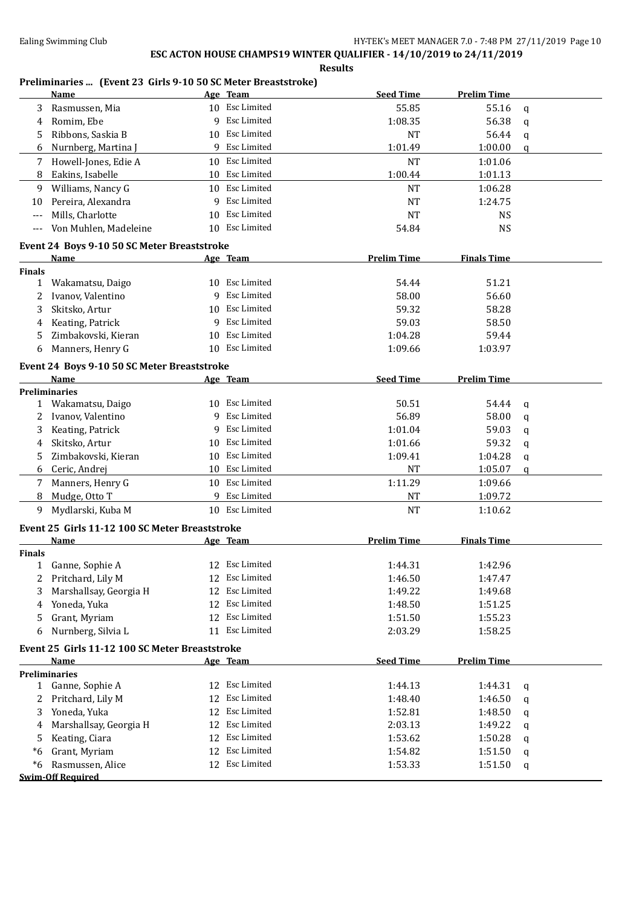# ESC ACTON HOUSE CHAMPS19 WINTER QUALIFIER - 14/10/2019 to 24/11/2019

**Results**

### Preliminaries ... (Event 23 Girls 9-10 50 SC Meter Breaststroke)

| | Name | Age | Team | Seed Time | Prelim Time | |
|---|---|---|---|---|---|---|
| 3 | Rasmussen, Mia | 10 | Esc Limited | 55.85 | 55.16 | q |
| 4 | Romim, Ebe | 9 | Esc Limited | 1:08.35 | 56.38 | q |
| 5 | Ribbons, Saskia B | 10 | Esc Limited | NT | 56.44 | q |
| 6 | Nurnberg, Martina J | 9 | Esc Limited | 1:01.49 | 1:00.00 | q |
| 7 | Howell-Jones, Edie A | 10 | Esc Limited | NT | 1:01.06 | |
| 8 | Eakins, Isabelle | 10 | Esc Limited | 1:00.44 | 1:01.13 | |
| 9 | Williams, Nancy G | 10 | Esc Limited | NT | 1:06.28 | |
| 10 | Pereira, Alexandra | 9 | Esc Limited | NT | 1:24.75 | |
| --- | Mills, Charlotte | 10 | Esc Limited | NT | NS | |
| --- | Von Muhlen, Madeleine | 10 | Esc Limited | 54.84 | NS | |

### Event 24 Boys 9-10 50 SC Meter Breaststroke

| | Name | Age | Team | Prelim Time | Finals Time |
|---|---|---|---|---|---|
| **Finals** | | | | | |
| 1 | Wakamatsu, Daigo | 10 | Esc Limited | 54.44 | 51.21 |
| 2 | Ivanov, Valentino | 9 | Esc Limited | 58.00 | 56.60 |
| 3 | Skitsko, Artur | 10 | Esc Limited | 59.32 | 58.28 |
| 4 | Keating, Patrick | 9 | Esc Limited | 59.03 | 58.50 |
| 5 | Zimbakovski, Kieran | 10 | Esc Limited | 1:04.28 | 59.44 |
| 6 | Manners, Henry G | 10 | Esc Limited | 1:09.66 | 1:03.97 |

### Event 24 Boys 9-10 50 SC Meter Breaststroke

| | Name | Age | Team | Seed Time | Prelim Time | |
|---|---|---|---|---|---|---|
| **Preliminaries** | | | | | | |
| 1 | Wakamatsu, Daigo | 10 | Esc Limited | 50.51 | 54.44 | q |
| 2 | Ivanov, Valentino | 9 | Esc Limited | 56.89 | 58.00 | q |
| 3 | Keating, Patrick | 9 | Esc Limited | 1:01.04 | 59.03 | q |
| 4 | Skitsko, Artur | 10 | Esc Limited | 1:01.66 | 59.32 | q |
| 5 | Zimbakovski, Kieran | 10 | Esc Limited | 1:09.41 | 1:04.28 | q |
| 6 | Ceric, Andrej | 10 | Esc Limited | NT | 1:05.07 | q |
| 7 | Manners, Henry G | 10 | Esc Limited | 1:11.29 | 1:09.66 | |
| 8 | Mudge, Otto T | 9 | Esc Limited | NT | 1:09.72 | |
| 9 | Mydlarski, Kuba M | 10 | Esc Limited | NT | 1:10.62 | |

### Event 25 Girls 11-12 100 SC Meter Breaststroke

| | Name | Age | Team | Prelim Time | Finals Time |
|---|---|---|---|---|---|
| **Finals** | | | | | |
| 1 | Ganne, Sophie A | 12 | Esc Limited | 1:44.31 | 1:42.96 |
| 2 | Pritchard, Lily M | 12 | Esc Limited | 1:46.50 | 1:47.47 |
| 3 | Marshallsay, Georgia H | 12 | Esc Limited | 1:49.22 | 1:49.68 |
| 4 | Yoneda, Yuka | 12 | Esc Limited | 1:48.50 | 1:51.25 |
| 5 | Grant, Myriam | 12 | Esc Limited | 1:51.50 | 1:55.23 |
| 6 | Nurnberg, Silvia L | 11 | Esc Limited | 2:03.29 | 1:58.25 |

### Event 25 Girls 11-12 100 SC Meter Breaststroke

| | Name | Age | Team | Seed Time | Prelim Time | |
|---|---|---|---|---|---|---|
| **Preliminaries** | | | | | | |
| 1 | Ganne, Sophie A | 12 | Esc Limited | 1:44.13 | 1:44.31 | q |
| 2 | Pritchard, Lily M | 12 | Esc Limited | 1:48.40 | 1:46.50 | q |
| 3 | Yoneda, Yuka | 12 | Esc Limited | 1:52.81 | 1:48.50 | q |
| 4 | Marshallsay, Georgia H | 12 | Esc Limited | 2:03.13 | 1:49.22 | q |
| 5 | Keating, Ciara | 12 | Esc Limited | 1:53.62 | 1:50.28 | q |
| *6 | Grant, Myriam | 12 | Esc Limited | 1:54.82 | 1:51.50 | q |
| *6 | Rasmussen, Alice | 12 | Esc Limited | 1:53.33 | 1:51.50 | q |

**Swim-Off Required**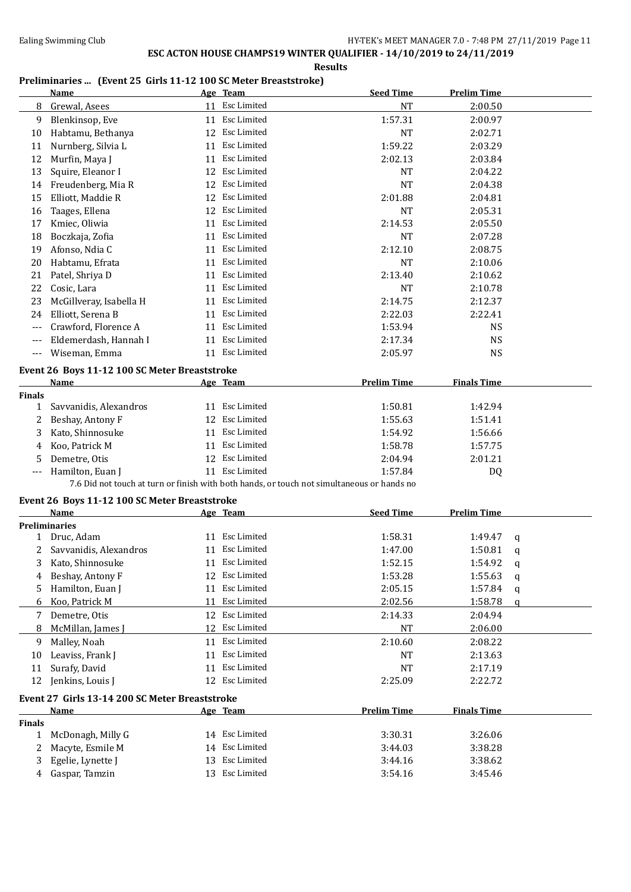# ESC ACTON HOUSE CHAMPS19 WINTER QUALIFIER - 14/10/2019 to 24/11/2019

**Results**

## Preliminaries ... (Event 25 Girls 11-12 100 SC Meter Breaststroke)

| | Name | Age | Team | Seed Time | Prelim Time |
|---|---|---|---|---|---|
| 8 | Grewal, Asees | 11 | Esc Limited | NT | 2:00.50 |
| 9 | Blenkinsop, Eve | 11 | Esc Limited | 1:57.31 | 2:00.97 |
| 10 | Habtamu, Bethanya | 12 | Esc Limited | NT | 2:02.71 |
| 11 | Nurnberg, Silvia L | 11 | Esc Limited | 1:59.22 | 2:03.29 |
| 12 | Murfin, Maya J | 11 | Esc Limited | 2:02.13 | 2:03.84 |
| 13 | Squire, Eleanor I | 12 | Esc Limited | NT | 2:04.22 |
| 14 | Freudenberg, Mia R | 12 | Esc Limited | NT | 2:04.38 |
| 15 | Elliott, Maddie R | 12 | Esc Limited | 2:01.88 | 2:04.81 |
| 16 | Taages, Ellena | 12 | Esc Limited | NT | 2:05.31 |
| 17 | Kmiec, Oliwia | 11 | Esc Limited | 2:14.53 | 2:05.50 |
| 18 | Boczkaja, Zofia | 11 | Esc Limited | NT | 2:07.28 |
| 19 | Afonso, Ndia C | 11 | Esc Limited | 2:12.10 | 2:08.75 |
| 20 | Habtamu, Efrata | 11 | Esc Limited | NT | 2:10.06 |
| 21 | Patel, Shriya D | 11 | Esc Limited | 2:13.40 | 2:10.62 |
| 22 | Cosic, Lara | 11 | Esc Limited | NT | 2:10.78 |
| 23 | McGillveray, Isabella H | 11 | Esc Limited | 2:14.75 | 2:12.37 |
| 24 | Elliott, Serena B | 11 | Esc Limited | 2:22.03 | 2:22.41 |
| --- | Crawford, Florence A | 11 | Esc Limited | 1:53.94 | NS |
| --- | Eldemerdash, Hannah I | 11 | Esc Limited | 2:17.34 | NS |
| --- | Wiseman, Emma | 11 | Esc Limited | 2:05.97 | NS |

## Event 26 Boys 11-12 100 SC Meter Breaststroke

| | Name | Age | Team | Prelim Time | Finals Time |
|---|---|---|---|---|---|
| **Finals** | | | | | |
| 1 | Savvanidis, Alexandros | 11 | Esc Limited | 1:50.81 | 1:42.94 |
| 2 | Beshay, Antony F | 12 | Esc Limited | 1:55.63 | 1:51.41 |
| 3 | Kato, Shinnosuke | 11 | Esc Limited | 1:54.92 | 1:56.66 |
| 4 | Koo, Patrick M | 11 | Esc Limited | 1:58.78 | 1:57.75 |
| 5 | Demetre, Otis | 12 | Esc Limited | 2:04.94 | 2:01.21 |
| --- | Hamilton, Euan J | 11 | Esc Limited | 1:57.84 | DQ |

7.6 Did not touch at turn or finish with both hands, or touch not simultaneous or hands no

## Event 26 Boys 11-12 100 SC Meter Breaststroke

| | Name | Age | Team | Seed Time | Prelim Time | |
|---|---|---|---|---|---|---|
| **Preliminaries** | | | | | | |
| 1 | Druc, Adam | 11 | Esc Limited | 1:58.31 | 1:49.47 | q |
| 2 | Savvanidis, Alexandros | 11 | Esc Limited | 1:47.00 | 1:50.81 | q |
| 3 | Kato, Shinnosuke | 11 | Esc Limited | 1:52.15 | 1:54.92 | q |
| 4 | Beshay, Antony F | 12 | Esc Limited | 1:53.28 | 1:55.63 | q |
| 5 | Hamilton, Euan J | 11 | Esc Limited | 2:05.15 | 1:57.84 | q |
| 6 | Koo, Patrick M | 11 | Esc Limited | 2:02.56 | 1:58.78 | q |
| 7 | Demetre, Otis | 12 | Esc Limited | 2:14.33 | 2:04.94 | |
| 8 | McMillan, James J | 12 | Esc Limited | NT | 2:06.00 | |
| 9 | Malley, Noah | 11 | Esc Limited | 2:10.60 | 2:08.22 | |
| 10 | Leaviss, Frank J | 11 | Esc Limited | NT | 2:13.63 | |
| 11 | Surafy, David | 11 | Esc Limited | NT | 2:17.19 | |
| 12 | Jenkins, Louis J | 12 | Esc Limited | 2:25.09 | 2:22.72 | |

## Event 27 Girls 13-14 200 SC Meter Breaststroke

| | Name | Age | Team | Prelim Time | Finals Time |
|---|---|---|---|---|---|
| **Finals** | | | | | |
| 1 | McDonagh, Milly G | 14 | Esc Limited | 3:30.31 | 3:26.06 |
| 2 | Macyte, Esmile M | 14 | Esc Limited | 3:44.03 | 3:38.28 |
| 3 | Egelie, Lynette J | 13 | Esc Limited | 3:44.16 | 3:38.62 |
| 4 | Gaspar, Tamzin | 13 | Esc Limited | 3:54.16 | 3:45.46 |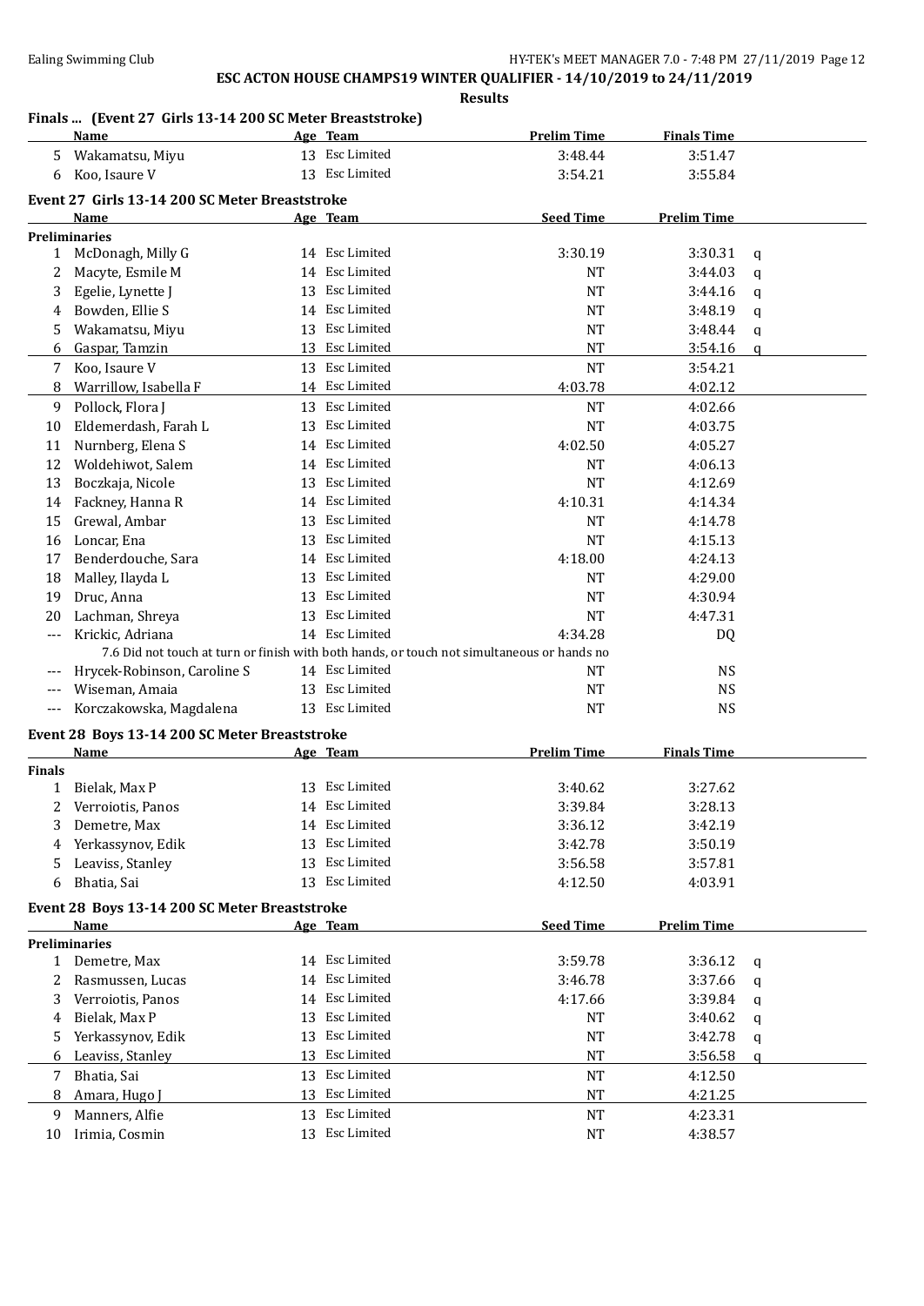## ESC ACTON HOUSE CHAMPS19 WINTER QUALIFIER - 14/10/2019 to 24/11/2019

**Results**

### Finals ... (Event 27 Girls 13-14 200 SC Meter Breaststroke)

| | Name | Age | Team | Prelim Time | Finals Time |
|---|---|---|---|---|---|
| 5 | Wakamatsu, Miyu | 13 | Esc Limited | 3:48.44 | 3:51.47 |
| 6 | Koo, Isaure V | 13 | Esc Limited | 3:54.21 | 3:55.84 |

### Event 27 Girls 13-14 200 SC Meter Breaststroke

| | Name | Age | Team | Seed Time | Prelim Time | |
|---|---|---|---|---|---|---|
| **Preliminaries** | | | | | | |
| 1 | McDonagh, Milly G | 14 | Esc Limited | 3:30.19 | 3:30.31 | q |
| 2 | Macyte, Esmile M | 14 | Esc Limited | NT | 3:44.03 | q |
| 3 | Egelie, Lynette J | 13 | Esc Limited | NT | 3:44.16 | q |
| 4 | Bowden, Ellie S | 14 | Esc Limited | NT | 3:48.19 | q |
| 5 | Wakamatsu, Miyu | 13 | Esc Limited | NT | 3:48.44 | q |
| 6 | Gaspar, Tamzin | 13 | Esc Limited | NT | 3:54.16 | q |
| 7 | Koo, Isaure V | 13 | Esc Limited | NT | 3:54.21 | |
| 8 | Warrillow, Isabella F | 14 | Esc Limited | 4:03.78 | 4:02.12 | |
| 9 | Pollock, Flora J | 13 | Esc Limited | NT | 4:02.66 | |
| 10 | Eldemerdash, Farah L | 13 | Esc Limited | NT | 4:03.75 | |
| 11 | Nurnberg, Elena S | 14 | Esc Limited | 4:02.50 | 4:05.27 | |
| 12 | Woldehiwot, Salem | 14 | Esc Limited | NT | 4:06.13 | |
| 13 | Boczkaja, Nicole | 13 | Esc Limited | NT | 4:12.69 | |
| 14 | Fackney, Hanna R | 14 | Esc Limited | 4:10.31 | 4:14.34 | |
| 15 | Grewal, Ambar | 13 | Esc Limited | NT | 4:14.78 | |
| 16 | Loncar, Ena | 13 | Esc Limited | NT | 4:15.13 | |
| 17 | Benderdouche, Sara | 14 | Esc Limited | 4:18.00 | 4:24.13 | |
| 18 | Malley, Ilayda L | 13 | Esc Limited | NT | 4:29.00 | |
| 19 | Druc, Anna | 13 | Esc Limited | NT | 4:30.94 | |
| 20 | Lachman, Shreya | 13 | Esc Limited | NT | 4:47.31 | |
| --- | Krickic, Adriana | 14 | Esc Limited | 4:34.28 | DQ | |
| | 7.6 Did not touch at turn or finish with both hands, or touch not simultaneous or hands no | | | | | |
| --- | Hrycek-Robinson, Caroline S | 14 | Esc Limited | NT | NS | |
| --- | Wiseman, Amaia | 13 | Esc Limited | NT | NS | |
| --- | Korczakowska, Magdalena | 13 | Esc Limited | NT | NS | |

### Event 28 Boys 13-14 200 SC Meter Breaststroke

| | Name | Age | Team | Prelim Time | Finals Time |
|---|---|---|---|---|---|
| **Finals** | | | | | |
| 1 | Bielak, Max P | 13 | Esc Limited | 3:40.62 | 3:27.62 |
| 2 | Verroiotis, Panos | 14 | Esc Limited | 3:39.84 | 3:28.13 |
| 3 | Demetre, Max | 14 | Esc Limited | 3:36.12 | 3:42.19 |
| 4 | Yerkassynov, Edik | 13 | Esc Limited | 3:42.78 | 3:50.19 |
| 5 | Leaviss, Stanley | 13 | Esc Limited | 3:56.58 | 3:57.81 |
| 6 | Bhatia, Sai | 13 | Esc Limited | 4:12.50 | 4:03.91 |

### Event 28 Boys 13-14 200 SC Meter Breaststroke

| | Name | Age | Team | Seed Time | Prelim Time | |
|---|---|---|---|---|---|---|
| **Preliminaries** | | | | | | |
| 1 | Demetre, Max | 14 | Esc Limited | 3:59.78 | 3:36.12 | q |
| 2 | Rasmussen, Lucas | 14 | Esc Limited | 3:46.78 | 3:37.66 | q |
| 3 | Verroiotis, Panos | 14 | Esc Limited | 4:17.66 | 3:39.84 | q |
| 4 | Bielak, Max P | 13 | Esc Limited | NT | 3:40.62 | q |
| 5 | Yerkassynov, Edik | 13 | Esc Limited | NT | 3:42.78 | q |
| 6 | Leaviss, Stanley | 13 | Esc Limited | NT | 3:56.58 | q |
| 7 | Bhatia, Sai | 13 | Esc Limited | NT | 4:12.50 | |
| 8 | Amara, Hugo J | 13 | Esc Limited | NT | 4:21.25 | |
| 9 | Manners, Alfie | 13 | Esc Limited | NT | 4:23.31 | |
| 10 | Irimia, Cosmin | 13 | Esc Limited | NT | 4:38.57 | |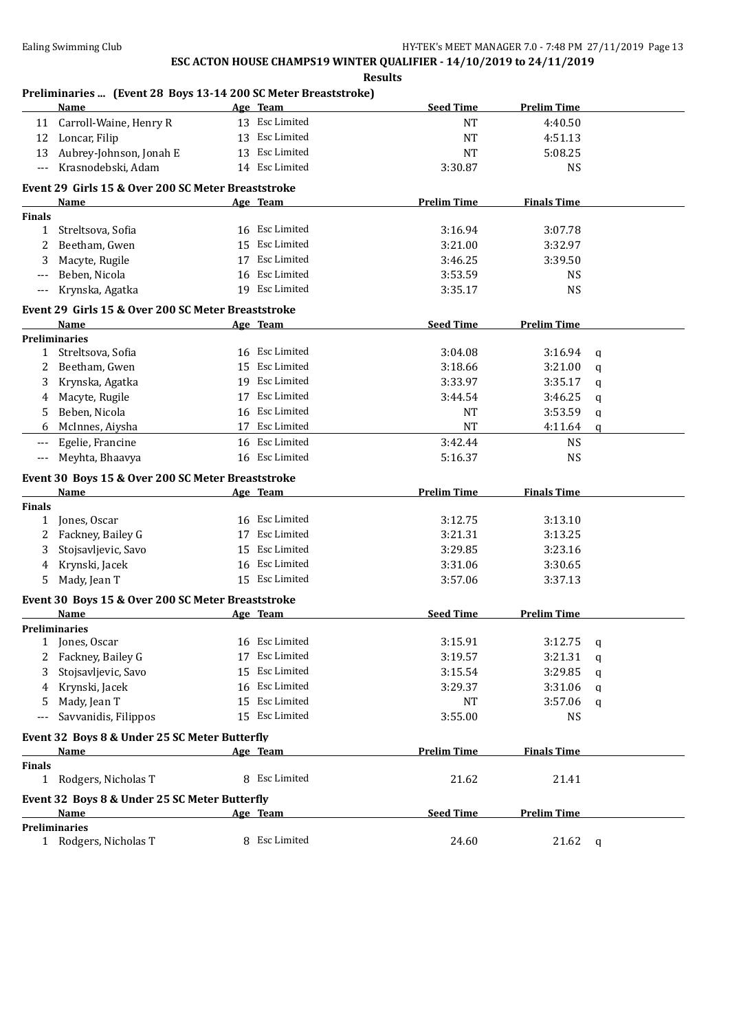# ESC ACTON HOUSE CHAMPS19 WINTER QUALIFIER - 14/10/2019 to 24/11/2019

**Results**

## Preliminaries ... (Event 28 Boys 13-14 200 SC Meter Breaststroke)

| | Name | Age | Team | Seed Time | Prelim Time | |
|---|---|---|---|---|---|---|
| 11 | Carroll-Waine, Henry R | 13 | Esc Limited | NT | 4:40.50 | |
| 12 | Loncar, Filip | 13 | Esc Limited | NT | 4:51.13 | |
| 13 | Aubrey-Johnson, Jonah E | 13 | Esc Limited | NT | 5:08.25 | |
| --- | Krasnodebski, Adam | 14 | Esc Limited | 3:30.87 | NS | |

## Event 29 Girls 15 & Over 200 SC Meter Breaststroke

| | Name | Age | Team | Prelim Time | Finals Time |
|---|---|---|---|---|---|
| **Finals** | | | | | |
| 1 | Streltsova, Sofia | 16 | Esc Limited | 3:16.94 | 3:07.78 |
| 2 | Beetham, Gwen | 15 | Esc Limited | 3:21.00 | 3:32.97 |
| 3 | Macyte, Rugile | 17 | Esc Limited | 3:46.25 | 3:39.50 |
| --- | Beben, Nicola | 16 | Esc Limited | 3:53.59 | NS |
| --- | Krynska, Agatka | 19 | Esc Limited | 3:35.17 | NS |

## Event 29 Girls 15 & Over 200 SC Meter Breaststroke

| | Name | Age | Team | Seed Time | Prelim Time | |
|---|---|---|---|---|---|---|
| **Preliminaries** | | | | | | |
| 1 | Streltsova, Sofia | 16 | Esc Limited | 3:04.08 | 3:16.94 | q |
| 2 | Beetham, Gwen | 15 | Esc Limited | 3:18.66 | 3:21.00 | q |
| 3 | Krynska, Agatka | 19 | Esc Limited | 3:33.97 | 3:35.17 | q |
| 4 | Macyte, Rugile | 17 | Esc Limited | 3:44.54 | 3:46.25 | q |
| 5 | Beben, Nicola | 16 | Esc Limited | NT | 3:53.59 | q |
| 6 | McInnes, Aiysha | 17 | Esc Limited | NT | 4:11.64 | q |
| --- | Egelie, Francine | 16 | Esc Limited | 3:42.44 | NS | |
| --- | Meyhta, Bhaavya | 16 | Esc Limited | 5:16.37 | NS | |

## Event 30 Boys 15 & Over 200 SC Meter Breaststroke

| | Name | Age | Team | Prelim Time | Finals Time |
|---|---|---|---|---|---|
| **Finals** | | | | | |
| 1 | Jones, Oscar | 16 | Esc Limited | 3:12.75 | 3:13.10 |
| 2 | Fackney, Bailey G | 17 | Esc Limited | 3:21.31 | 3:13.25 |
| 3 | Stojsavljevic, Savo | 15 | Esc Limited | 3:29.85 | 3:23.16 |
| 4 | Krynski, Jacek | 16 | Esc Limited | 3:31.06 | 3:30.65 |
| 5 | Mady, Jean T | 15 | Esc Limited | 3:57.06 | 3:37.13 |

## Event 30 Boys 15 & Over 200 SC Meter Breaststroke

| | Name | Age | Team | Seed Time | Prelim Time | |
|---|---|---|---|---|---|---|
| **Preliminaries** | | | | | | |
| 1 | Jones, Oscar | 16 | Esc Limited | 3:15.91 | 3:12.75 | q |
| 2 | Fackney, Bailey G | 17 | Esc Limited | 3:19.57 | 3:21.31 | q |
| 3 | Stojsavljevic, Savo | 15 | Esc Limited | 3:15.54 | 3:29.85 | q |
| 4 | Krynski, Jacek | 16 | Esc Limited | 3:29.37 | 3:31.06 | q |
| 5 | Mady, Jean T | 15 | Esc Limited | NT | 3:57.06 | q |
| --- | Savvanidis, Filippos | 15 | Esc Limited | 3:55.00 | NS | |

## Event 32 Boys 8 & Under 25 SC Meter Butterfly

| | Name | Age | Team | Prelim Time | Finals Time |
|---|---|---|---|---|---|
| **Finals** | | | | | |
| 1 | Rodgers, Nicholas T | 8 | Esc Limited | 21.62 | 21.41 |

## Event 32 Boys 8 & Under 25 SC Meter Butterfly

| | Name | Age | Team | Seed Time | Prelim Time | |
|---|---|---|---|---|---|---|
| **Preliminaries** | | | | | | |
| 1 | Rodgers, Nicholas T | 8 | Esc Limited | 24.60 | 21.62 | q |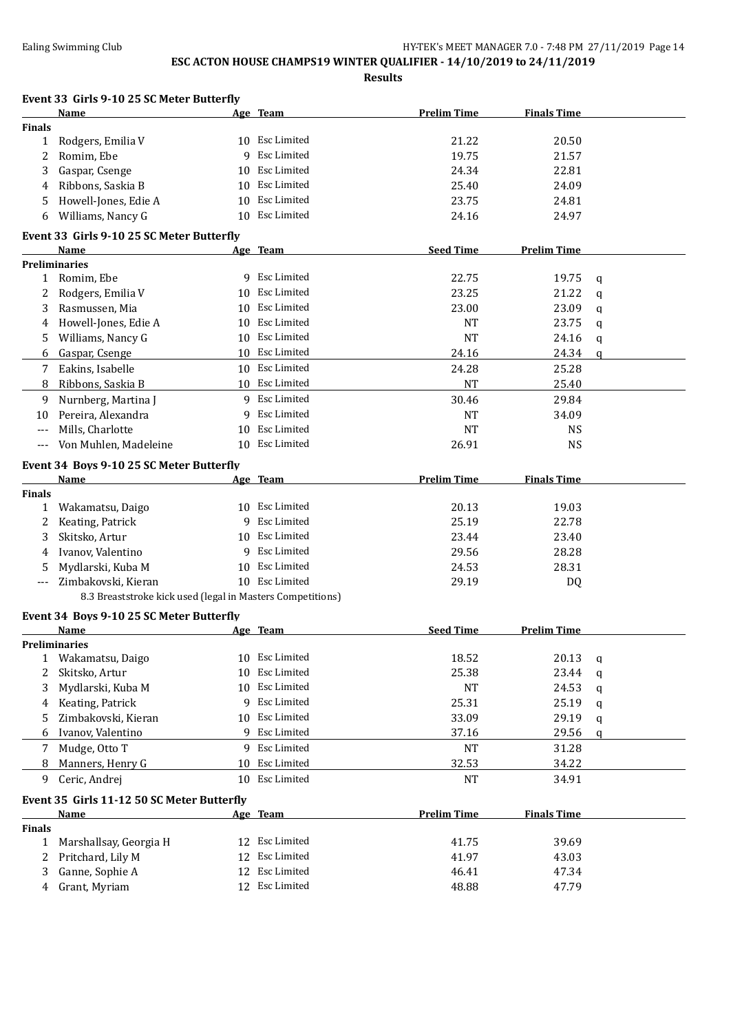**ESC ACTON HOUSE CHAMPS19 WINTER QUALIFIER - 14/10/2019 to 24/11/2019**

**Results**

### Event 33 Girls 9-10 25 SC Meter Butterfly

| | Name | Age | Team | Prelim Time | Finals Time |
|---|---|---|---|---|---|
| **Finals** | | | | | |
| 1 | Rodgers, Emilia V | 10 | Esc Limited | 21.22 | 20.50 |
| 2 | Romim, Ebe | 9 | Esc Limited | 19.75 | 21.57 |
| 3 | Gaspar, Csenge | 10 | Esc Limited | 24.34 | 22.81 |
| 4 | Ribbons, Saskia B | 10 | Esc Limited | 25.40 | 24.09 |
| 5 | Howell-Jones, Edie A | 10 | Esc Limited | 23.75 | 24.81 |
| 6 | Williams, Nancy G | 10 | Esc Limited | 24.16 | 24.97 |

### Event 33 Girls 9-10 25 SC Meter Butterfly

| | Name | Age | Team | Seed Time | Prelim Time | |
|---|---|---|---|---|---|---|
| **Preliminaries** | | | | | | |
| 1 | Romim, Ebe | 9 | Esc Limited | 22.75 | 19.75 | q |
| 2 | Rodgers, Emilia V | 10 | Esc Limited | 23.25 | 21.22 | q |
| 3 | Rasmussen, Mia | 10 | Esc Limited | 23.00 | 23.09 | q |
| 4 | Howell-Jones, Edie A | 10 | Esc Limited | NT | 23.75 | q |
| 5 | Williams, Nancy G | 10 | Esc Limited | NT | 24.16 | q |
| 6 | Gaspar, Csenge | 10 | Esc Limited | 24.16 | 24.34 | q |
| 7 | Eakins, Isabelle | 10 | Esc Limited | 24.28 | 25.28 | |
| 8 | Ribbons, Saskia B | 10 | Esc Limited | NT | 25.40 | |
| 9 | Nurnberg, Martina J | 9 | Esc Limited | 30.46 | 29.84 | |
| 10 | Pereira, Alexandra | 9 | Esc Limited | NT | 34.09 | |
| --- | Mills, Charlotte | 10 | Esc Limited | NT | NS | |
| --- | Von Muhlen, Madeleine | 10 | Esc Limited | 26.91 | NS | |

### Event 34 Boys 9-10 25 SC Meter Butterfly

| | Name | Age | Team | Prelim Time | Finals Time |
|---|---|---|---|---|---|
| **Finals** | | | | | |
| 1 | Wakamatsu, Daigo | 10 | Esc Limited | 20.13 | 19.03 |
| 2 | Keating, Patrick | 9 | Esc Limited | 25.19 | 22.78 |
| 3 | Skitsko, Artur | 10 | Esc Limited | 23.44 | 23.40 |
| 4 | Ivanov, Valentino | 9 | Esc Limited | 29.56 | 28.28 |
| 5 | Mydlarski, Kuba M | 10 | Esc Limited | 24.53 | 28.31 |
| --- | Zimbakovski, Kieran | 10 | Esc Limited | 29.19 | DQ |
| | 8.3 Breaststroke kick used (legal in Masters Competitions) | | | | |

### Event 34 Boys 9-10 25 SC Meter Butterfly

| | Name | Age | Team | Seed Time | Prelim Time | |
|---|---|---|---|---|---|---|
| **Preliminaries** | | | | | | |
| 1 | Wakamatsu, Daigo | 10 | Esc Limited | 18.52 | 20.13 | q |
| 2 | Skitsko, Artur | 10 | Esc Limited | 25.38 | 23.44 | q |
| 3 | Mydlarski, Kuba M | 10 | Esc Limited | NT | 24.53 | q |
| 4 | Keating, Patrick | 9 | Esc Limited | 25.31 | 25.19 | q |
| 5 | Zimbakovski, Kieran | 10 | Esc Limited | 33.09 | 29.19 | q |
| 6 | Ivanov, Valentino | 9 | Esc Limited | 37.16 | 29.56 | q |
| 7 | Mudge, Otto T | 9 | Esc Limited | NT | 31.28 | |
| 8 | Manners, Henry G | 10 | Esc Limited | 32.53 | 34.22 | |
| 9 | Ceric, Andrej | 10 | Esc Limited | NT | 34.91 | |

### Event 35 Girls 11-12 50 SC Meter Butterfly

| | Name | Age | Team | Prelim Time | Finals Time |
|---|---|---|---|---|---|
| **Finals** | | | | | |
| 1 | Marshallsay, Georgia H | 12 | Esc Limited | 41.75 | 39.69 |
| 2 | Pritchard, Lily M | 12 | Esc Limited | 41.97 | 43.03 |
| 3 | Ganne, Sophie A | 12 | Esc Limited | 46.41 | 47.34 |
| 4 | Grant, Myriam | 12 | Esc Limited | 48.88 | 47.79 |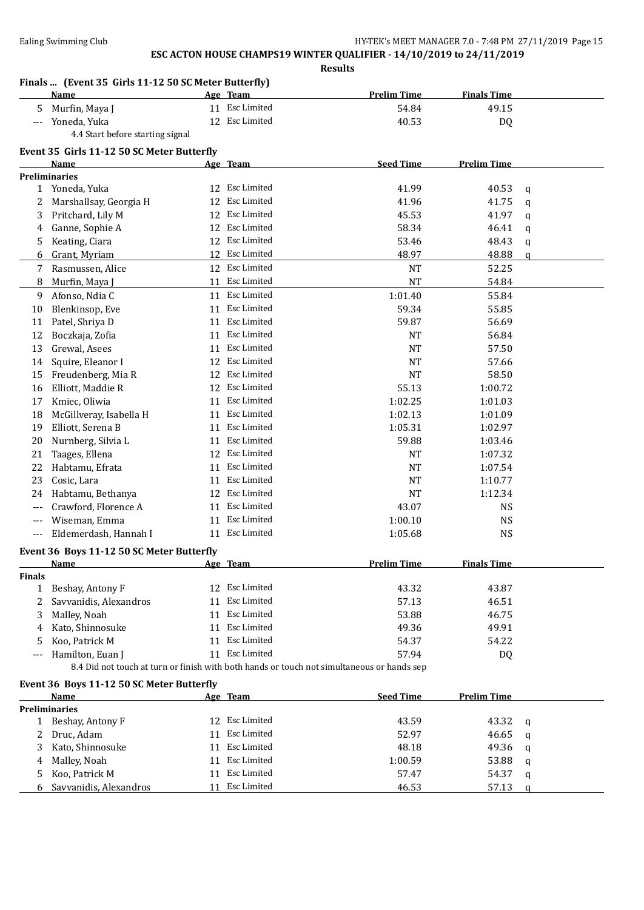## ESC ACTON HOUSE CHAMPS19 WINTER QUALIFIER - 14/10/2019 to 24/11/2019

**Results**

### Finals ... (Event 35 Girls 11-12 50 SC Meter Butterfly)

| | Name | Age | Team | Prelim Time | Finals Time |
|---|---|---|---|---|---|
| 5 | Murfin, Maya J | 11 | Esc Limited | 54.84 | 49.15 |
| --- | Yoneda, Yuka | 12 | Esc Limited | 40.53 | DQ |

4.4 Start before starting signal

### Event 35 Girls 11-12 50 SC Meter Butterfly

| | Name | Age | Team | Seed Time | Prelim Time | |
|---|---|---|---|---|---|---|
| **Preliminaries** | | | | | | |
| 1 | Yoneda, Yuka | 12 | Esc Limited | 41.99 | 40.53 | q |
| 2 | Marshallsay, Georgia H | 12 | Esc Limited | 41.96 | 41.75 | q |
| 3 | Pritchard, Lily M | 12 | Esc Limited | 45.53 | 41.97 | q |
| 4 | Ganne, Sophie A | 12 | Esc Limited | 58.34 | 46.41 | q |
| 5 | Keating, Ciara | 12 | Esc Limited | 53.46 | 48.43 | q |
| 6 | Grant, Myriam | 12 | Esc Limited | 48.97 | 48.88 | q |
| 7 | Rasmussen, Alice | 12 | Esc Limited | NT | 52.25 | |
| 8 | Murfin, Maya J | 11 | Esc Limited | NT | 54.84 | |
| 9 | Afonso, Ndia C | 11 | Esc Limited | 1:01.40 | 55.84 | |
| 10 | Blenkinsop, Eve | 11 | Esc Limited | 59.34 | 55.85 | |
| 11 | Patel, Shriya D | 11 | Esc Limited | 59.87 | 56.69 | |
| 12 | Boczkaja, Zofia | 11 | Esc Limited | NT | 56.84 | |
| 13 | Grewal, Asees | 11 | Esc Limited | NT | 57.50 | |
| 14 | Squire, Eleanor I | 12 | Esc Limited | NT | 57.66 | |
| 15 | Freudenberg, Mia R | 12 | Esc Limited | NT | 58.50 | |
| 16 | Elliott, Maddie R | 12 | Esc Limited | 55.13 | 1:00.72 | |
| 17 | Kmiec, Oliwia | 11 | Esc Limited | 1:02.25 | 1:01.03 | |
| 18 | McGillveray, Isabella H | 11 | Esc Limited | 1:02.13 | 1:01.09 | |
| 19 | Elliott, Serena B | 11 | Esc Limited | 1:05.31 | 1:02.97 | |
| 20 | Nurnberg, Silvia L | 11 | Esc Limited | 59.88 | 1:03.46 | |
| 21 | Taages, Ellena | 12 | Esc Limited | NT | 1:07.32 | |
| 22 | Habtamu, Efrata | 11 | Esc Limited | NT | 1:07.54 | |
| 23 | Cosic, Lara | 11 | Esc Limited | NT | 1:10.77 | |
| 24 | Habtamu, Bethanya | 12 | Esc Limited | NT | 1:12.34 | |
| --- | Crawford, Florence A | 11 | Esc Limited | 43.07 | NS | |
| --- | Wiseman, Emma | 11 | Esc Limited | 1:00.10 | NS | |
| --- | Eldemerdash, Hannah I | 11 | Esc Limited | 1:05.68 | NS | |

### Event 36 Boys 11-12 50 SC Meter Butterfly

| | Name | Age | Team | Prelim Time | Finals Time |
|---|---|---|---|---|---|
| **Finals** | | | | | |
| 1 | Beshay, Antony F | 12 | Esc Limited | 43.32 | 43.87 |
| 2 | Savvanidis, Alexandros | 11 | Esc Limited | 57.13 | 46.51 |
| 3 | Malley, Noah | 11 | Esc Limited | 53.88 | 46.75 |
| 4 | Kato, Shinnosuke | 11 | Esc Limited | 49.36 | 49.91 |
| 5 | Koo, Patrick M | 11 | Esc Limited | 54.37 | 54.22 |
| --- | Hamilton, Euan J | 11 | Esc Limited | 57.94 | DQ |

8.4 Did not touch at turn or finish with both hands or touch not simultaneous or hands sep

### Event 36 Boys 11-12 50 SC Meter Butterfly

| | Name | Age | Team | Seed Time | Prelim Time | |
|---|---|---|---|---|---|---|
| **Preliminaries** | | | | | | |
| 1 | Beshay, Antony F | 12 | Esc Limited | 43.59 | 43.32 | q |
| 2 | Druc, Adam | 11 | Esc Limited | 52.97 | 46.65 | q |
| 3 | Kato, Shinnosuke | 11 | Esc Limited | 48.18 | 49.36 | q |
| 4 | Malley, Noah | 11 | Esc Limited | 1:00.59 | 53.88 | q |
| 5 | Koo, Patrick M | 11 | Esc Limited | 57.47 | 54.37 | q |
| 6 | Savvanidis, Alexandros | 11 | Esc Limited | 46.53 | 57.13 | q |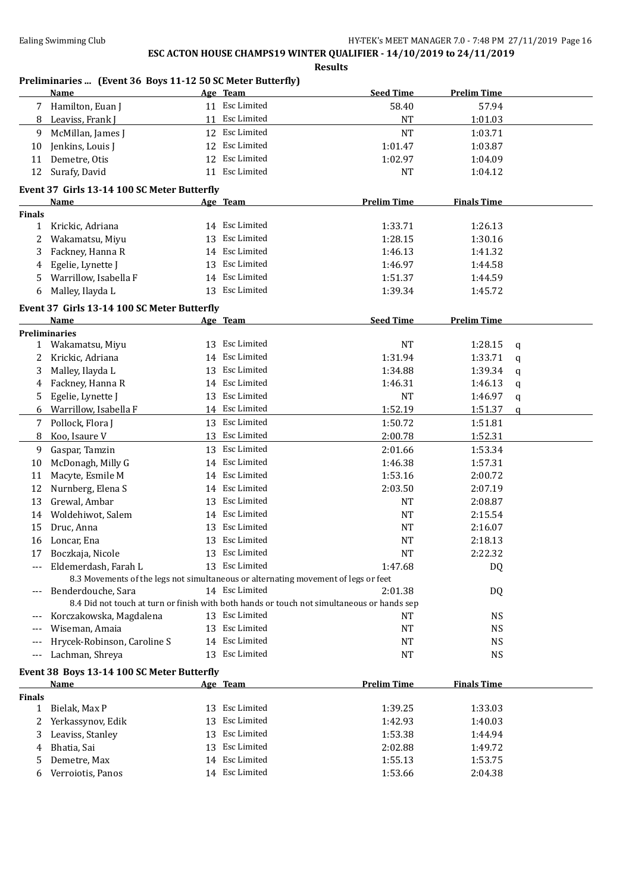# ESC ACTON HOUSE CHAMPS19 WINTER QUALIFIER - 14/10/2019 to 24/11/2019

**Results**

## Preliminaries ... (Event 36 Boys 11-12 50 SC Meter Butterfly)

| | Name | Age | Team | Seed Time | Prelim Time | |
|---|---|---|---|---|---|---|
| 7 | Hamilton, Euan J | 11 | Esc Limited | 58.40 | 57.94 | |
| 8 | Leaviss, Frank J | 11 | Esc Limited | NT | 1:01.03 | |
| 9 | McMillan, James J | 12 | Esc Limited | NT | 1:03.71 | |
| 10 | Jenkins, Louis J | 12 | Esc Limited | 1:01.47 | 1:03.87 | |
| 11 | Demetre, Otis | 12 | Esc Limited | 1:02.97 | 1:04.09 | |
| 12 | Surafy, David | 11 | Esc Limited | NT | 1:04.12 | |

## Event 37 Girls 13-14 100 SC Meter Butterfly

| | Name | Age | Team | Prelim Time | Finals Time |
|---|---|---|---|---|---|
| **Finals** | | | | | |
| 1 | Krickic, Adriana | 14 | Esc Limited | 1:33.71 | 1:26.13 |
| 2 | Wakamatsu, Miyu | 13 | Esc Limited | 1:28.15 | 1:30.16 |
| 3 | Fackney, Hanna R | 14 | Esc Limited | 1:46.13 | 1:41.32 |
| 4 | Egelie, Lynette J | 13 | Esc Limited | 1:46.97 | 1:44.58 |
| 5 | Warrillow, Isabella F | 14 | Esc Limited | 1:51.37 | 1:44.59 |
| 6 | Malley, Ilayda L | 13 | Esc Limited | 1:39.34 | 1:45.72 |

## Event 37 Girls 13-14 100 SC Meter Butterfly

| | Name | Age | Team | Seed Time | Prelim Time | |
|---|---|---|---|---|---|---|
| **Preliminaries** | | | | | | |
| 1 | Wakamatsu, Miyu | 13 | Esc Limited | NT | 1:28.15 | q |
| 2 | Krickic, Adriana | 14 | Esc Limited | 1:31.94 | 1:33.71 | q |
| 3 | Malley, Ilayda L | 13 | Esc Limited | 1:34.88 | 1:39.34 | q |
| 4 | Fackney, Hanna R | 14 | Esc Limited | 1:46.31 | 1:46.13 | q |
| 5 | Egelie, Lynette J | 13 | Esc Limited | NT | 1:46.97 | q |
| 6 | Warrillow, Isabella F | 14 | Esc Limited | 1:52.19 | 1:51.37 | q |
| 7 | Pollock, Flora J | 13 | Esc Limited | 1:50.72 | 1:51.81 | |
| 8 | Koo, Isaure V | 13 | Esc Limited | 2:00.78 | 1:52.31 | |
| 9 | Gaspar, Tamzin | 13 | Esc Limited | 2:01.66 | 1:53.34 | |
| 10 | McDonagh, Milly G | 14 | Esc Limited | 1:46.38 | 1:57.31 | |
| 11 | Macyte, Esmile M | 14 | Esc Limited | 1:53.16 | 2:00.72 | |
| 12 | Nurnberg, Elena S | 14 | Esc Limited | 2:03.50 | 2:07.19 | |
| 13 | Grewal, Ambar | 13 | Esc Limited | NT | 2:08.87 | |
| 14 | Woldehiwot, Salem | 14 | Esc Limited | NT | 2:15.54 | |
| 15 | Druc, Anna | 13 | Esc Limited | NT | 2:16.07 | |
| 16 | Loncar, Ena | 13 | Esc Limited | NT | 2:18.13 | |
| 17 | Boczkaja, Nicole | 13 | Esc Limited | NT | 2:22.32 | |
| --- | Eldemerdash, Farah L | 13 | Esc Limited | 1:47.68 | DQ | |
| | 8.3 Movements of the legs not simultaneous or alternating movement of legs or feet | | | | | |
| --- | Benderdouche, Sara | 14 | Esc Limited | 2:01.38 | DQ | |
| | 8.4 Did not touch at turn or finish with both hands or touch not simultaneous or hands sep | | | | | |
| --- | Korczakowska, Magdalena | 13 | Esc Limited | NT | NS | |
| --- | Wiseman, Amaia | 13 | Esc Limited | NT | NS | |
| --- | Hrycek-Robinson, Caroline S | 14 | Esc Limited | NT | NS | |
| --- | Lachman, Shreya | 13 | Esc Limited | NT | NS | |

## Event 38 Boys 13-14 100 SC Meter Butterfly

| | Name | Age | Team | Prelim Time | Finals Time |
|---|---|---|---|---|---|
| **Finals** | | | | | |
| 1 | Bielak, Max P | 13 | Esc Limited | 1:39.25 | 1:33.03 |
| 2 | Yerkassynov, Edik | 13 | Esc Limited | 1:42.93 | 1:40.03 |
| 3 | Leaviss, Stanley | 13 | Esc Limited | 1:53.38 | 1:44.94 |
| 4 | Bhatia, Sai | 13 | Esc Limited | 2:02.88 | 1:49.72 |
| 5 | Demetre, Max | 14 | Esc Limited | 1:55.13 | 1:53.75 |
| 6 | Verroiotis, Panos | 14 | Esc Limited | 1:53.66 | 2:04.38 |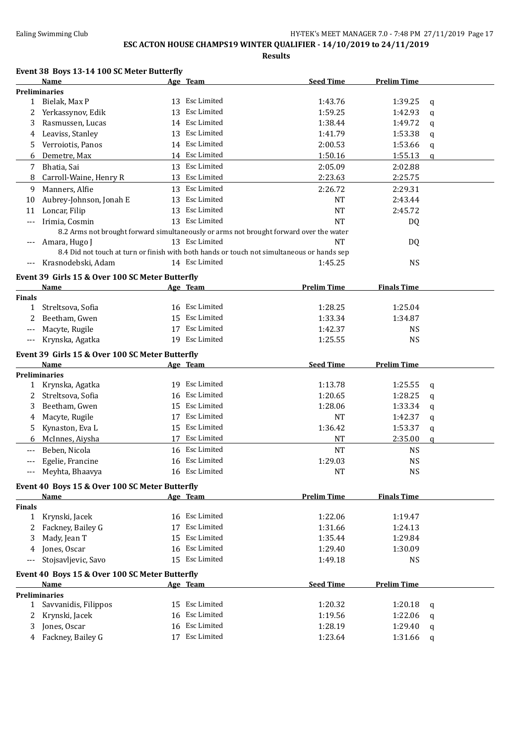## ESC ACTON HOUSE CHAMPS19 WINTER QUALIFIER - 14/10/2019 to 24/11/2019

### Results

### Event 38 Boys 13-14 100 SC Meter Butterfly

| | Name | Age | Team | Seed Time | Prelim Time | |
|---|---|---|---|---|---|---|
| **Preliminaries** | | | | | | |
| 1 | Bielak, Max P | 13 | Esc Limited | 1:43.76 | 1:39.25 | q |
| 2 | Yerkassynov, Edik | 13 | Esc Limited | 1:59.25 | 1:42.93 | q |
| 3 | Rasmussen, Lucas | 14 | Esc Limited | 1:38.44 | 1:49.72 | q |
| 4 | Leaviss, Stanley | 13 | Esc Limited | 1:41.79 | 1:53.38 | q |
| 5 | Verroiotis, Panos | 14 | Esc Limited | 2:00.53 | 1:53.66 | q |
| 6 | Demetre, Max | 14 | Esc Limited | 1:50.16 | 1:55.13 | q |
| 7 | Bhatia, Sai | 13 | Esc Limited | 2:05.09 | 2:02.88 | |
| 8 | Carroll-Waine, Henry R | 13 | Esc Limited | 2:23.63 | 2:25.75 | |
| 9 | Manners, Alfie | 13 | Esc Limited | 2:26.72 | 2:29.31 | |
| 10 | Aubrey-Johnson, Jonah E | 13 | Esc Limited | NT | 2:43.44 | |
| 11 | Loncar, Filip | 13 | Esc Limited | NT | 2:45.72 | |
| --- | Irimia, Cosmin | 13 | Esc Limited | NT | DQ | |
| | 8.2 Arms not brought forward simultaneously or arms not brought forward over the water | | | | | |
| --- | Amara, Hugo J | 13 | Esc Limited | NT | DQ | |
| | 8.4 Did not touch at turn or finish with both hands or touch not simultaneous or hands sep | | | | | |
| --- | Krasnodebski, Adam | 14 | Esc Limited | 1:45.25 | NS | |

### Event 39 Girls 15 & Over 100 SC Meter Butterfly

| | Name | Age | Team | Prelim Time | Finals Time |
|---|---|---|---|---|---|
| **Finals** | | | | | |
| 1 | Streltsova, Sofia | 16 | Esc Limited | 1:28.25 | 1:25.04 |
| 2 | Beetham, Gwen | 15 | Esc Limited | 1:33.34 | 1:34.87 |
| --- | Macyte, Rugile | 17 | Esc Limited | 1:42.37 | NS |
| --- | Krynska, Agatka | 19 | Esc Limited | 1:25.55 | NS |

### Event 39 Girls 15 & Over 100 SC Meter Butterfly

| | Name | Age | Team | Seed Time | Prelim Time | |
|---|---|---|---|---|---|---|
| **Preliminaries** | | | | | | |
| 1 | Krynska, Agatka | 19 | Esc Limited | 1:13.78 | 1:25.55 | q |
| 2 | Streltsova, Sofia | 16 | Esc Limited | 1:20.65 | 1:28.25 | q |
| 3 | Beetham, Gwen | 15 | Esc Limited | 1:28.06 | 1:33.34 | q |
| 4 | Macyte, Rugile | 17 | Esc Limited | NT | 1:42.37 | q |
| 5 | Kynaston, Eva L | 15 | Esc Limited | 1:36.42 | 1:53.37 | q |
| 6 | McInnes, Aiysha | 17 | Esc Limited | NT | 2:35.00 | q |
| --- | Beben, Nicola | 16 | Esc Limited | NT | NS | |
| --- | Egelie, Francine | 16 | Esc Limited | 1:29.03 | NS | |
| --- | Meyhta, Bhaavya | 16 | Esc Limited | NT | NS | |

### Event 40 Boys 15 & Over 100 SC Meter Butterfly

| | Name | Age | Team | Prelim Time | Finals Time |
|---|---|---|---|---|---|
| **Finals** | | | | | |
| 1 | Krynski, Jacek | 16 | Esc Limited | 1:22.06 | 1:19.47 |
| 2 | Fackney, Bailey G | 17 | Esc Limited | 1:31.66 | 1:24.13 |
| 3 | Mady, Jean T | 15 | Esc Limited | 1:35.44 | 1:29.84 |
| 4 | Jones, Oscar | 16 | Esc Limited | 1:29.40 | 1:30.09 |
| --- | Stojsavljevic, Savo | 15 | Esc Limited | 1:49.18 | NS |

### Event 40 Boys 15 & Over 100 SC Meter Butterfly

| | Name | Age | Team | Seed Time | Prelim Time | |
|---|---|---|---|---|---|---|
| **Preliminaries** | | | | | | |
| 1 | Savvanidis, Filippos | 15 | Esc Limited | 1:20.32 | 1:20.18 | q |
| 2 | Krynski, Jacek | 16 | Esc Limited | 1:19.56 | 1:22.06 | q |
| 3 | Jones, Oscar | 16 | Esc Limited | 1:28.19 | 1:29.40 | q |
| 4 | Fackney, Bailey G | 17 | Esc Limited | 1:23.64 | 1:31.66 | q |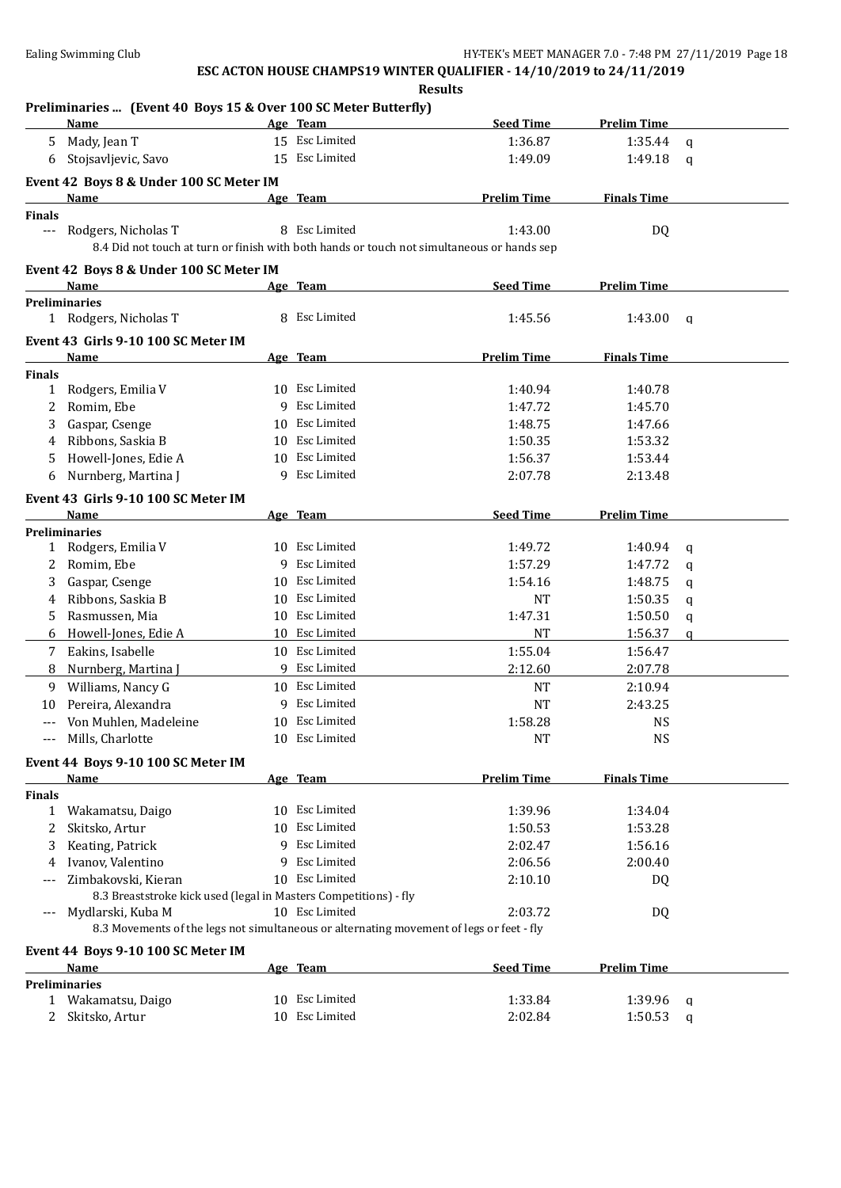**ESC ACTON HOUSE CHAMPS19 WINTER QUALIFIER - 14/10/2019 to 24/11/2019**

**Results**

### Preliminaries ... (Event 40 Boys 15 & Over 100 SC Meter Butterfly)

| | Name | Age | Team | Seed Time | Prelim Time | |
|---|---|---|---|---|---|---|
| 5 | Mady, Jean T | 15 | Esc Limited | 1:36.87 | 1:35.44 | q |
| 6 | Stojsavljevic, Savo | 15 | Esc Limited | 1:49.09 | 1:49.18 | q |

### Event 42 Boys 8 & Under 100 SC Meter IM

| | Name | Age | Team | Prelim Time | Finals Time |
|---|---|---|---|---|---|
| **Finals** | | | | | |
| --- | Rodgers, Nicholas T | 8 | Esc Limited | 1:43.00 | DQ |
| | 8.4 Did not touch at turn or finish with both hands or touch not simultaneous or hands sep | | | | |

### Event 42 Boys 8 & Under 100 SC Meter IM

| | Name | Age | Team | Seed Time | Prelim Time | |
|---|---|---|---|---|---|---|
| **Preliminaries** | | | | | | |
| 1 | Rodgers, Nicholas T | 8 | Esc Limited | 1:45.56 | 1:43.00 | q |

### Event 43 Girls 9-10 100 SC Meter IM

| | Name | Age | Team | Prelim Time | Finals Time |
|---|---|---|---|---|---|
| **Finals** | | | | | |
| 1 | Rodgers, Emilia V | 10 | Esc Limited | 1:40.94 | 1:40.78 |
| 2 | Romim, Ebe | 9 | Esc Limited | 1:47.72 | 1:45.70 |
| 3 | Gaspar, Csenge | 10 | Esc Limited | 1:48.75 | 1:47.66 |
| 4 | Ribbons, Saskia B | 10 | Esc Limited | 1:50.35 | 1:53.32 |
| 5 | Howell-Jones, Edie A | 10 | Esc Limited | 1:56.37 | 1:53.44 |
| 6 | Nurnberg, Martina J | 9 | Esc Limited | 2:07.78 | 2:13.48 |

### Event 43 Girls 9-10 100 SC Meter IM

| | Name | Age | Team | Seed Time | Prelim Time | |
|---|---|---|---|---|---|---|
| **Preliminaries** | | | | | | |
| 1 | Rodgers, Emilia V | 10 | Esc Limited | 1:49.72 | 1:40.94 | q |
| 2 | Romim, Ebe | 9 | Esc Limited | 1:57.29 | 1:47.72 | q |
| 3 | Gaspar, Csenge | 10 | Esc Limited | 1:54.16 | 1:48.75 | q |
| 4 | Ribbons, Saskia B | 10 | Esc Limited | NT | 1:50.35 | q |
| 5 | Rasmussen, Mia | 10 | Esc Limited | 1:47.31 | 1:50.50 | q |
| 6 | Howell-Jones, Edie A | 10 | Esc Limited | NT | 1:56.37 | q |
| 7 | Eakins, Isabelle | 10 | Esc Limited | 1:55.04 | 1:56.47 | |
| 8 | Nurnberg, Martina J | 9 | Esc Limited | 2:12.60 | 2:07.78 | |
| 9 | Williams, Nancy G | 10 | Esc Limited | NT | 2:10.94 | |
| 10 | Pereira, Alexandra | 9 | Esc Limited | NT | 2:43.25 | |
| --- | Von Muhlen, Madeleine | 10 | Esc Limited | 1:58.28 | NS | |
| --- | Mills, Charlotte | 10 | Esc Limited | NT | NS | |

### Event 44 Boys 9-10 100 SC Meter IM

| | Name | Age | Team | Prelim Time | Finals Time |
|---|---|---|---|---|---|
| **Finals** | | | | | |
| 1 | Wakamatsu, Daigo | 10 | Esc Limited | 1:39.96 | 1:34.04 |
| 2 | Skitsko, Artur | 10 | Esc Limited | 1:50.53 | 1:53.28 |
| 3 | Keating, Patrick | 9 | Esc Limited | 2:02.47 | 1:56.16 |
| 4 | Ivanov, Valentino | 9 | Esc Limited | 2:06.56 | 2:00.40 |
| --- | Zimbakovski, Kieran | 10 | Esc Limited | 2:10.10 | DQ |
| | 8.3 Breaststroke kick used (legal in Masters Competitions) - fly | | | | |
| --- | Mydlarski, Kuba M | 10 | Esc Limited | 2:03.72 | DQ |
| | 8.3 Movements of the legs not simultaneous or alternating movement of legs or feet - fly | | | | |

### Event 44 Boys 9-10 100 SC Meter IM

| | Name | Age | Team | Seed Time | Prelim Time | |
|---|---|---|---|---|---|---|
| **Preliminaries** | | | | | | |
| 1 | Wakamatsu, Daigo | 10 | Esc Limited | 1:33.84 | 1:39.96 | q |
| 2 | Skitsko, Artur | 10 | Esc Limited | 2:02.84 | 1:50.53 | q |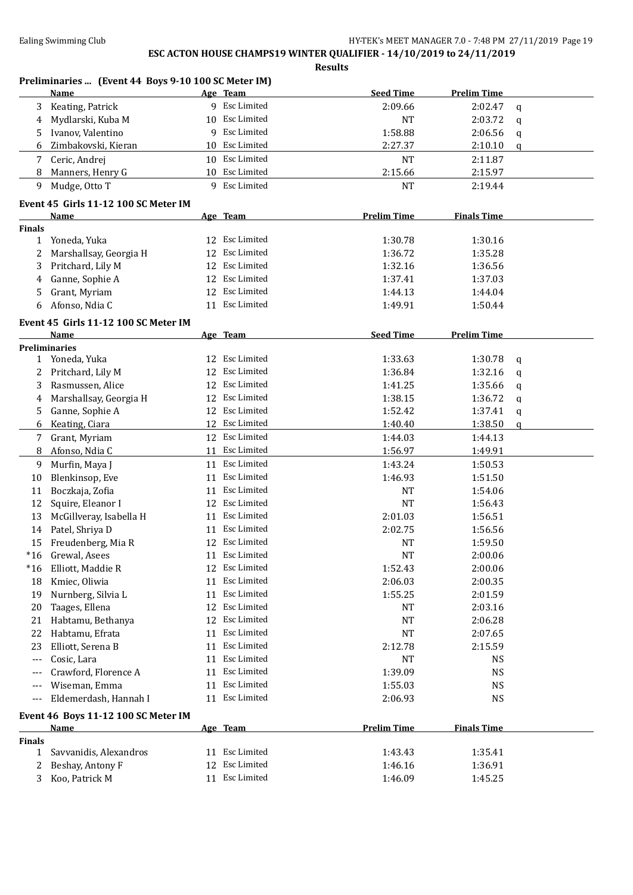**ESC ACTON HOUSE CHAMPS19 WINTER QUALIFIER - 14/10/2019 to 24/11/2019**

**Results**

### Preliminaries ... (Event 44 Boys 9-10 100 SC Meter IM)

| | Name | Age | Team | Seed Time | Prelim Time | |
|---|---|---|---|---|---|---|
| 3 | Keating, Patrick | 9 | Esc Limited | 2:09.66 | 2:02.47 | q |
| 4 | Mydlarski, Kuba M | 10 | Esc Limited | NT | 2:03.72 | q |
| 5 | Ivanov, Valentino | 9 | Esc Limited | 1:58.88 | 2:06.56 | q |
| 6 | Zimbakovski, Kieran | 10 | Esc Limited | 2:27.37 | 2:10.10 | q |
| 7 | Ceric, Andrej | 10 | Esc Limited | NT | 2:11.87 | |
| 8 | Manners, Henry G | 10 | Esc Limited | 2:15.66 | 2:15.97 | |
| 9 | Mudge, Otto T | 9 | Esc Limited | NT | 2:19.44 | |

### Event 45 Girls 11-12 100 SC Meter IM

| | Name | Age | Team | Prelim Time | Finals Time |
|---|---|---|---|---|---|
| **Finals** | | | | | |
| 1 | Yoneda, Yuka | 12 | Esc Limited | 1:30.78 | 1:30.16 |
| 2 | Marshallsay, Georgia H | 12 | Esc Limited | 1:36.72 | 1:35.28 |
| 3 | Pritchard, Lily M | 12 | Esc Limited | 1:32.16 | 1:36.56 |
| 4 | Ganne, Sophie A | 12 | Esc Limited | 1:37.41 | 1:37.03 |
| 5 | Grant, Myriam | 12 | Esc Limited | 1:44.13 | 1:44.04 |
| 6 | Afonso, Ndia C | 11 | Esc Limited | 1:49.91 | 1:50.44 |

### Event 45 Girls 11-12 100 SC Meter IM

| | Name | Age | Team | Seed Time | Prelim Time | |
|---|---|---|---|---|---|---|
| **Preliminaries** | | | | | | |
| 1 | Yoneda, Yuka | 12 | Esc Limited | 1:33.63 | 1:30.78 | q |
| 2 | Pritchard, Lily M | 12 | Esc Limited | 1:36.84 | 1:32.16 | q |
| 3 | Rasmussen, Alice | 12 | Esc Limited | 1:41.25 | 1:35.66 | q |
| 4 | Marshallsay, Georgia H | 12 | Esc Limited | 1:38.15 | 1:36.72 | q |
| 5 | Ganne, Sophie A | 12 | Esc Limited | 1:52.42 | 1:37.41 | q |
| 6 | Keating, Ciara | 12 | Esc Limited | 1:40.40 | 1:38.50 | q |
| 7 | Grant, Myriam | 12 | Esc Limited | 1:44.03 | 1:44.13 | |
| 8 | Afonso, Ndia C | 11 | Esc Limited | 1:56.97 | 1:49.91 | |
| 9 | Murfin, Maya J | 11 | Esc Limited | 1:43.24 | 1:50.53 | |
| 10 | Blenkinsop, Eve | 11 | Esc Limited | 1:46.93 | 1:51.50 | |
| 11 | Boczkaja, Zofia | 11 | Esc Limited | NT | 1:54.06 | |
| 12 | Squire, Eleanor I | 12 | Esc Limited | NT | 1:56.43 | |
| 13 | McGillveray, Isabella H | 11 | Esc Limited | 2:01.03 | 1:56.51 | |
| 14 | Patel, Shriya D | 11 | Esc Limited | 2:02.75 | 1:56.56 | |
| 15 | Freudenberg, Mia R | 12 | Esc Limited | NT | 1:59.50 | |
| *16 | Grewal, Asees | 11 | Esc Limited | NT | 2:00.06 | |
| *16 | Elliott, Maddie R | 12 | Esc Limited | 1:52.43 | 2:00.06 | |
| 18 | Kmiec, Oliwia | 11 | Esc Limited | 2:06.03 | 2:00.35 | |
| 19 | Nurnberg, Silvia L | 11 | Esc Limited | 1:55.25 | 2:01.59 | |
| 20 | Taages, Ellena | 12 | Esc Limited | NT | 2:03.16 | |
| 21 | Habtamu, Bethanya | 12 | Esc Limited | NT | 2:06.28 | |
| 22 | Habtamu, Efrata | 11 | Esc Limited | NT | 2:07.65 | |
| 23 | Elliott, Serena B | 11 | Esc Limited | 2:12.78 | 2:15.59 | |
| --- | Cosic, Lara | 11 | Esc Limited | NT | NS | |
| --- | Crawford, Florence A | 11 | Esc Limited | 1:39.09 | NS | |
| --- | Wiseman, Emma | 11 | Esc Limited | 1:55.03 | NS | |
| --- | Eldemerdash, Hannah I | 11 | Esc Limited | 2:06.93 | NS | |

### Event 46 Boys 11-12 100 SC Meter IM

| | Name | Age | Team | Prelim Time | Finals Time |
|---|---|---|---|---|---|
| **Finals** | | | | | |
| 1 | Savvanidis, Alexandros | 11 | Esc Limited | 1:43.43 | 1:35.41 |
| 2 | Beshay, Antony F | 12 | Esc Limited | 1:46.16 | 1:36.91 |
| 3 | Koo, Patrick M | 11 | Esc Limited | 1:46.09 | 1:45.25 |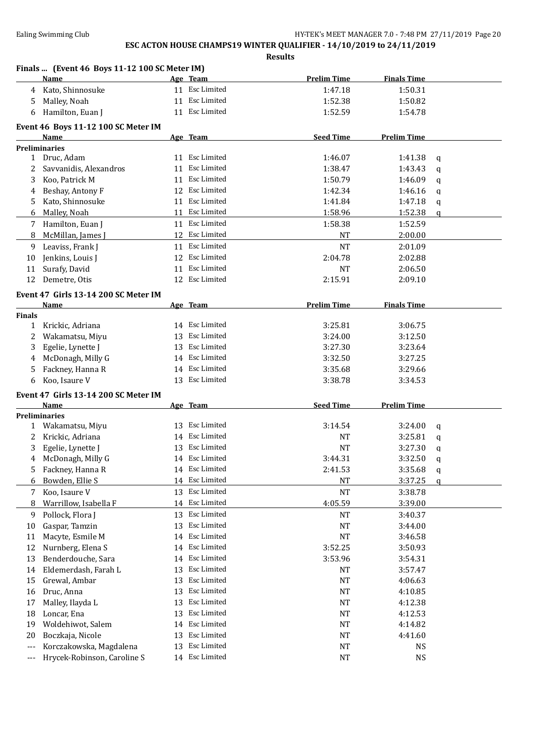**ESC ACTON HOUSE CHAMPS19 WINTER QUALIFIER - 14/10/2019 to 24/11/2019**

**Results**

### Finals ... (Event 46 Boys 11-12 100 SC Meter IM)

| | Name | Age | Team | Prelim Time | Finals Time | |
|---|---|---|---|---|---|---|
| 4 | Kato, Shinnosuke | 11 | Esc Limited | 1:47.18 | 1:50.31 | |
| 5 | Malley, Noah | 11 | Esc Limited | 1:52.38 | 1:50.82 | |
| 6 | Hamilton, Euan J | 11 | Esc Limited | 1:52.59 | 1:54.78 | |

### Event 46 Boys 11-12 100 SC Meter IM

| | Name | Age | Team | Seed Time | Prelim Time | |
|---|---|---|---|---|---|---|
| **Preliminaries** | | | | | | |
| 1 | Druc, Adam | 11 | Esc Limited | 1:46.07 | 1:41.38 | q |
| 2 | Savvanidis, Alexandros | 11 | Esc Limited | 1:38.47 | 1:43.43 | q |
| 3 | Koo, Patrick M | 11 | Esc Limited | 1:50.79 | 1:46.09 | q |
| 4 | Beshay, Antony F | 12 | Esc Limited | 1:42.34 | 1:46.16 | q |
| 5 | Kato, Shinnosuke | 11 | Esc Limited | 1:41.84 | 1:47.18 | q |
| 6 | Malley, Noah | 11 | Esc Limited | 1:58.96 | 1:52.38 | q |
| 7 | Hamilton, Euan J | 11 | Esc Limited | 1:58.38 | 1:52.59 | |
| 8 | McMillan, James J | 12 | Esc Limited | NT | 2:00.00 | |
| 9 | Leaviss, Frank J | 11 | Esc Limited | NT | 2:01.09 | |
| 10 | Jenkins, Louis J | 12 | Esc Limited | 2:04.78 | 2:02.88 | |
| 11 | Surafy, David | 11 | Esc Limited | NT | 2:06.50 | |
| 12 | Demetre, Otis | 12 | Esc Limited | 2:15.91 | 2:09.10 | |

### Event 47 Girls 13-14 200 SC Meter IM

| | Name | Age | Team | Prelim Time | Finals Time |
|---|---|---|---|---|---|
| **Finals** | | | | | |
| 1 | Krickic, Adriana | 14 | Esc Limited | 3:25.81 | 3:06.75 |
| 2 | Wakamatsu, Miyu | 13 | Esc Limited | 3:24.00 | 3:12.50 |
| 3 | Egelie, Lynette J | 13 | Esc Limited | 3:27.30 | 3:23.64 |
| 4 | McDonagh, Milly G | 14 | Esc Limited | 3:32.50 | 3:27.25 |
| 5 | Fackney, Hanna R | 14 | Esc Limited | 3:35.68 | 3:29.66 |
| 6 | Koo, Isaure V | 13 | Esc Limited | 3:38.78 | 3:34.53 |

### Event 47 Girls 13-14 200 SC Meter IM

| | Name | Age | Team | Seed Time | Prelim Time | |
|---|---|---|---|---|---|---|
| **Preliminaries** | | | | | | |
| 1 | Wakamatsu, Miyu | 13 | Esc Limited | 3:14.54 | 3:24.00 | q |
| 2 | Krickic, Adriana | 14 | Esc Limited | NT | 3:25.81 | q |
| 3 | Egelie, Lynette J | 13 | Esc Limited | NT | 3:27.30 | q |
| 4 | McDonagh, Milly G | 14 | Esc Limited | 3:44.31 | 3:32.50 | q |
| 5 | Fackney, Hanna R | 14 | Esc Limited | 2:41.53 | 3:35.68 | q |
| 6 | Bowden, Ellie S | 14 | Esc Limited | NT | 3:37.25 | q |
| 7 | Koo, Isaure V | 13 | Esc Limited | NT | 3:38.78 | |
| 8 | Warrillow, Isabella F | 14 | Esc Limited | 4:05.59 | 3:39.00 | |
| 9 | Pollock, Flora J | 13 | Esc Limited | NT | 3:40.37 | |
| 10 | Gaspar, Tamzin | 13 | Esc Limited | NT | 3:44.00 | |
| 11 | Macyte, Esmile M | 14 | Esc Limited | NT | 3:46.58 | |
| 12 | Nurnberg, Elena S | 14 | Esc Limited | 3:52.25 | 3:50.93 | |
| 13 | Benderdouche, Sara | 14 | Esc Limited | 3:53.96 | 3:54.31 | |
| 14 | Eldemerdash, Farah L | 13 | Esc Limited | NT | 3:57.47 | |
| 15 | Grewal, Ambar | 13 | Esc Limited | NT | 4:06.63 | |
| 16 | Druc, Anna | 13 | Esc Limited | NT | 4:10.85 | |
| 17 | Malley, Ilayda L | 13 | Esc Limited | NT | 4:12.38 | |
| 18 | Loncar, Ena | 13 | Esc Limited | NT | 4:12.53 | |
| 19 | Woldehiwot, Salem | 14 | Esc Limited | NT | 4:14.82 | |
| 20 | Boczkaja, Nicole | 13 | Esc Limited | NT | 4:41.60 | |
| --- | Korczakowska, Magdalena | 13 | Esc Limited | NT | NS | |
| --- | Hrycek-Robinson, Caroline S | 14 | Esc Limited | NT | NS | |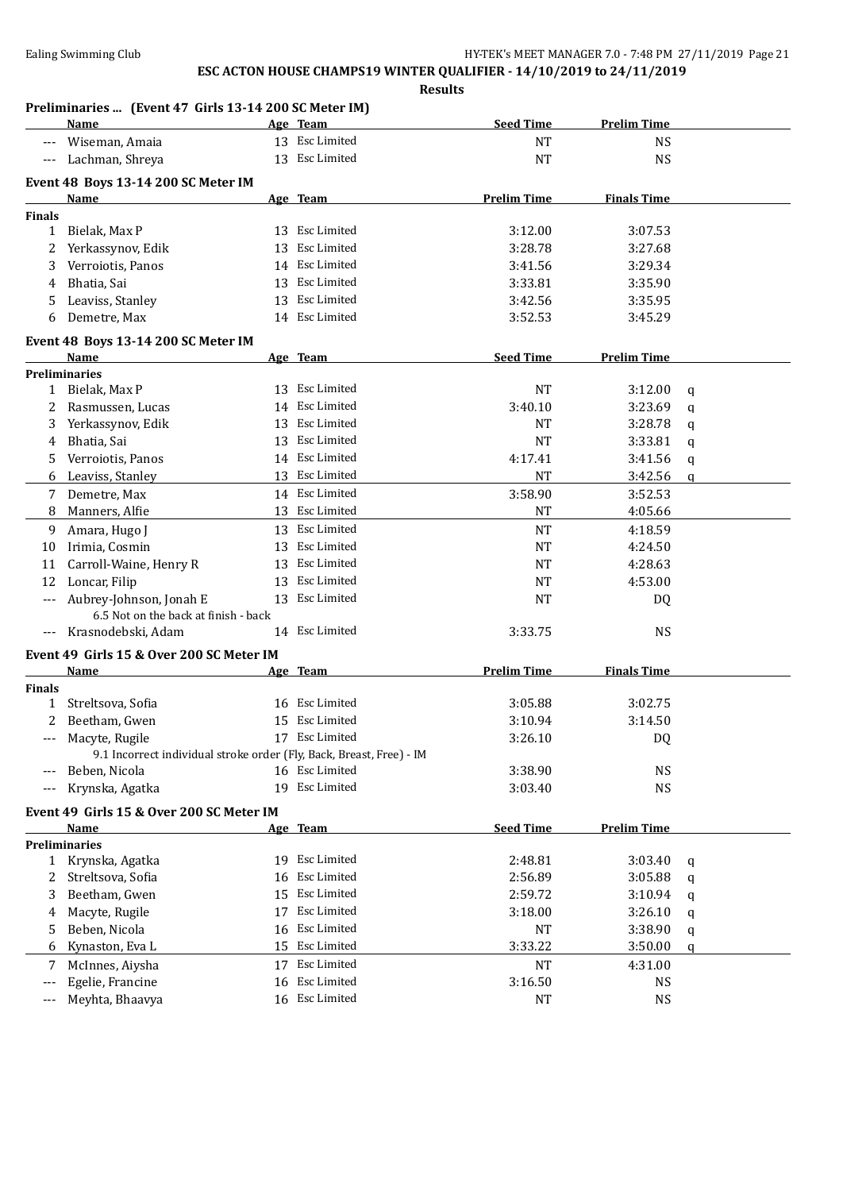**ESC ACTON HOUSE CHAMPS19 WINTER QUALIFIER - 14/10/2019 to 24/11/2019**

**Results**

### Preliminaries ... (Event 47 Girls 13-14 200 SC Meter IM)

| | Name | Age | Team | Seed Time | Prelim Time | |
|---|---|---|---|---|---|---|
| --- | Wiseman, Amaia | 13 | Esc Limited | NT | NS | |
| --- | Lachman, Shreya | 13 | Esc Limited | NT | NS | |

### Event 48 Boys 13-14 200 SC Meter IM

| | Name | Age | Team | Prelim Time | Finals Time |
|---|---|---|---|---|---|
| **Finals** | | | | | |
| 1 | Bielak, Max P | 13 | Esc Limited | 3:12.00 | 3:07.53 |
| 2 | Yerkassynov, Edik | 13 | Esc Limited | 3:28.78 | 3:27.68 |
| 3 | Verroiotis, Panos | 14 | Esc Limited | 3:41.56 | 3:29.34 |
| 4 | Bhatia, Sai | 13 | Esc Limited | 3:33.81 | 3:35.90 |
| 5 | Leaviss, Stanley | 13 | Esc Limited | 3:42.56 | 3:35.95 |
| 6 | Demetre, Max | 14 | Esc Limited | 3:52.53 | 3:45.29 |

### Event 48 Boys 13-14 200 SC Meter IM

| | Name | Age | Team | Seed Time | Prelim Time | |
|---|---|---|---|---|---|---|
| **Preliminaries** | | | | | | |
| 1 | Bielak, Max P | 13 | Esc Limited | NT | 3:12.00 | q |
| 2 | Rasmussen, Lucas | 14 | Esc Limited | 3:40.10 | 3:23.69 | q |
| 3 | Yerkassynov, Edik | 13 | Esc Limited | NT | 3:28.78 | q |
| 4 | Bhatia, Sai | 13 | Esc Limited | NT | 3:33.81 | q |
| 5 | Verroiotis, Panos | 14 | Esc Limited | 4:17.41 | 3:41.56 | q |
| 6 | Leaviss, Stanley | 13 | Esc Limited | NT | 3:42.56 | q |
| 7 | Demetre, Max | 14 | Esc Limited | 3:58.90 | 3:52.53 | |
| 8 | Manners, Alfie | 13 | Esc Limited | NT | 4:05.66 | |
| 9 | Amara, Hugo J | 13 | Esc Limited | NT | 4:18.59 | |
| 10 | Irimia, Cosmin | 13 | Esc Limited | NT | 4:24.50 | |
| 11 | Carroll-Waine, Henry R | 13 | Esc Limited | NT | 4:28.63 | |
| 12 | Loncar, Filip | 13 | Esc Limited | NT | 4:53.00 | |
| --- | Aubrey-Johnson, Jonah E | 13 | Esc Limited | NT | DQ | |
| | 6.5 Not on the back at finish - back | | | | | |
| --- | Krasnodebski, Adam | 14 | Esc Limited | 3:33.75 | NS | |

### Event 49 Girls 15 & Over 200 SC Meter IM

| | Name | Age | Team | Prelim Time | Finals Time |
|---|---|---|---|---|---|
| **Finals** | | | | | |
| 1 | Streltsova, Sofia | 16 | Esc Limited | 3:05.88 | 3:02.75 |
| 2 | Beetham, Gwen | 15 | Esc Limited | 3:10.94 | 3:14.50 |
| --- | Macyte, Rugile | 17 | Esc Limited | 3:26.10 | DQ |
| | 9.1 Incorrect individual stroke order (Fly, Back, Breast, Free) - IM | | | | |
| --- | Beben, Nicola | 16 | Esc Limited | 3:38.90 | NS |
| --- | Krynska, Agatka | 19 | Esc Limited | 3:03.40 | NS |

### Event 49 Girls 15 & Over 200 SC Meter IM

| | Name | Age | Team | Seed Time | Prelim Time | |
|---|---|---|---|---|---|---|
| **Preliminaries** | | | | | | |
| 1 | Krynska, Agatka | 19 | Esc Limited | 2:48.81 | 3:03.40 | q |
| 2 | Streltsova, Sofia | 16 | Esc Limited | 2:56.89 | 3:05.88 | q |
| 3 | Beetham, Gwen | 15 | Esc Limited | 2:59.72 | 3:10.94 | q |
| 4 | Macyte, Rugile | 17 | Esc Limited | 3:18.00 | 3:26.10 | q |
| 5 | Beben, Nicola | 16 | Esc Limited | NT | 3:38.90 | q |
| 6 | Kynaston, Eva L | 15 | Esc Limited | 3:33.22 | 3:50.00 | q |
| 7 | McInnes, Aiysha | 17 | Esc Limited | NT | 4:31.00 | |
| --- | Egelie, Francine | 16 | Esc Limited | 3:16.50 | NS | |
| --- | Meyhta, Bhaavya | 16 | Esc Limited | NT | NS | |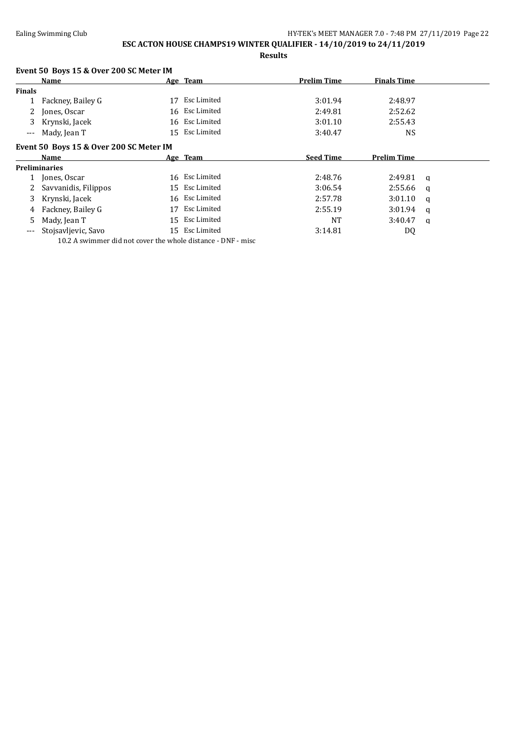**ESC ACTON HOUSE CHAMPS19 WINTER QUALIFIER - 14/10/2019 to 24/11/2019**

**Results**

### Event 50 Boys 15 & Over 200 SC Meter IM

| | Name | Age | Team | Prelim Time | Finals Time |
|---|---|---|---|---|---|
| **Finals** | | | | | |
| 1 | Fackney, Bailey G | 17 | Esc Limited | 3:01.94 | 2:48.97 |
| 2 | Jones, Oscar | 16 | Esc Limited | 2:49.81 | 2:52.62 |
| 3 | Krynski, Jacek | 16 | Esc Limited | 3:01.10 | 2:55.43 |
| --- | Mady, Jean T | 15 | Esc Limited | 3:40.47 | NS |

### Event 50 Boys 15 & Over 200 SC Meter IM

| | Name | Age | Team | Seed Time | Prelim Time | |
|---|---|---|---|---|---|---|
| **Preliminaries** | | | | | | |
| 1 | Jones, Oscar | 16 | Esc Limited | 2:48.76 | 2:49.81 | q |
| 2 | Savvanidis, Filippos | 15 | Esc Limited | 3:06.54 | 2:55.66 | q |
| 3 | Krynski, Jacek | 16 | Esc Limited | 2:57.78 | 3:01.10 | q |
| 4 | Fackney, Bailey G | 17 | Esc Limited | 2:55.19 | 3:01.94 | q |
| 5 | Mady, Jean T | 15 | Esc Limited | NT | 3:40.47 | q |
| --- | Stojsavljevic, Savo | 15 | Esc Limited | 3:14.81 | DQ | |

10.2 A swimmer did not cover the whole distance - DNF - misc